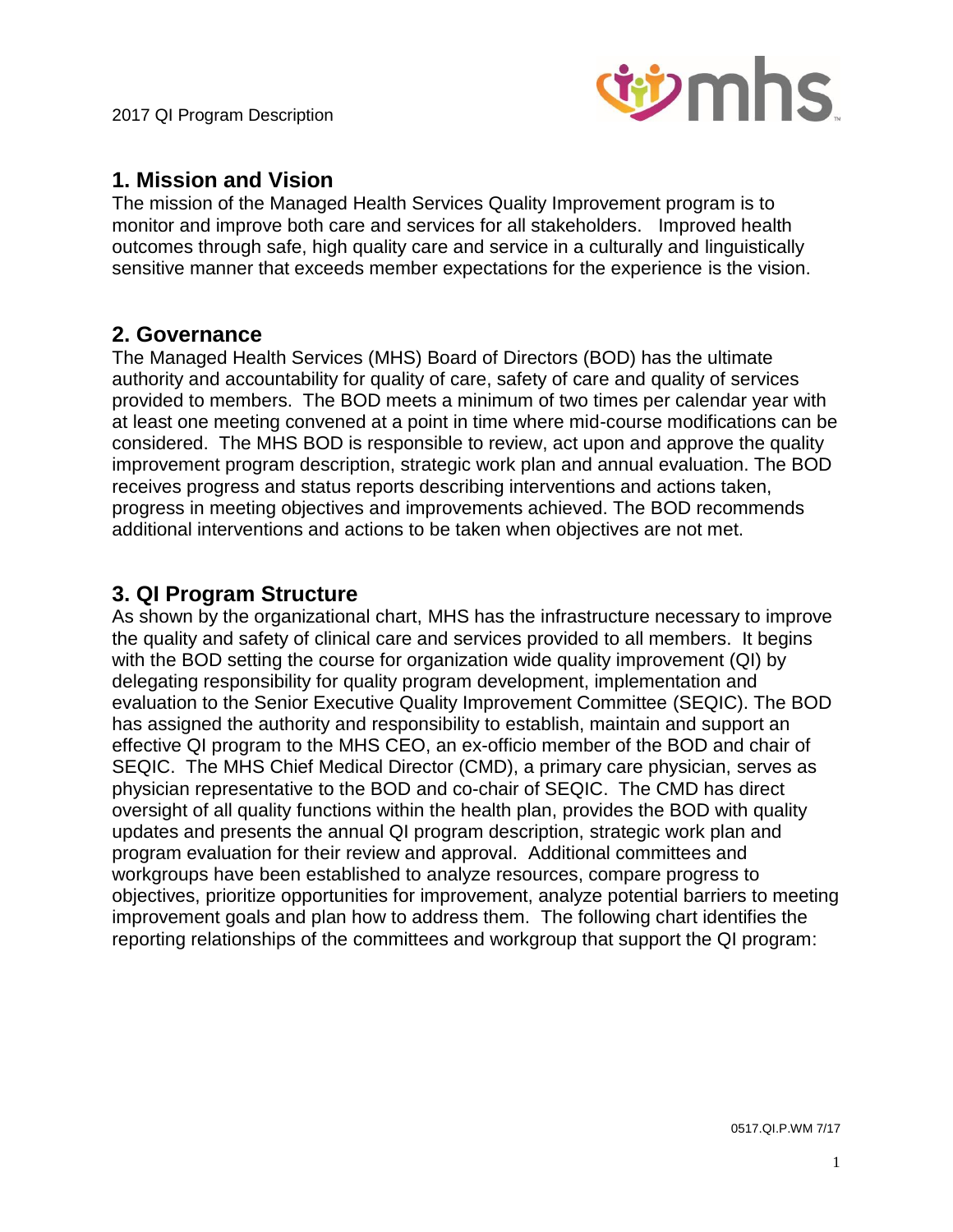## 1. Mission and Vision

The mission of the Managed Health Services Quality Improvement program is to monitor and improve both care and services for all stakeholders. Improved health outcomes through safe, high quality care and service in a culturally and linguistically sensitive manner that exceeds member expectations for the experience is the vision.

## 2. Governance

The Managed Health Services (MHS) Board of Directors (BOD) has the ultimate authority and accountability for quality of care, safety of care and quality of services provided to members. The BOD meets a minimum of two times per calendar year with at least one meeting convened at a point in time where mid-course modifications can be considered. The MHS BOD is responsible to review, act upon and approve the quality improvement program description, strategic work plan and annual evaluation. The BOD receives progress and status reports describing interventions and actions taken, progress in meeting objectives and improvements achieved. The BOD recommends additional interventions and actions to be taken when objectives are not met.

## 3. QI Program Structure

As shown by the organizational chart, MHS has the infrastructure necessary to improve the quality and safety of clinical care and services provided to all members. It begins with the BOD setting the course for organization wide quality improvement (QI) by delegating responsibility for quality program development, implementation and evaluation to the Senior Executive Quality Improvement Committee (SEQIC). The BOD has assigned the authority and responsibility to establish, maintain and support an effective QI program to the MHS CEO, an ex-officio member of the BOD and chair of SEQIC. The MHS Chief Medical Director (CMD), a primary care physician, serves as physician representative to the BOD and co-chair of SEQIC. The CMD has direct oversight of all quality functions within the health plan, provides the BOD with quality updates and presents the annual QI program description, strategic work plan and program evaluation for their review and approval. Additional committees and workgroups have been established to analyze resources, compare progress to objectives, prioritize opportunities for improvement, analyze potential barriers to meeting improvement goals and plan how to address them. The following chart identifies the reporting relationships of the committees and workgroup that support the QI program: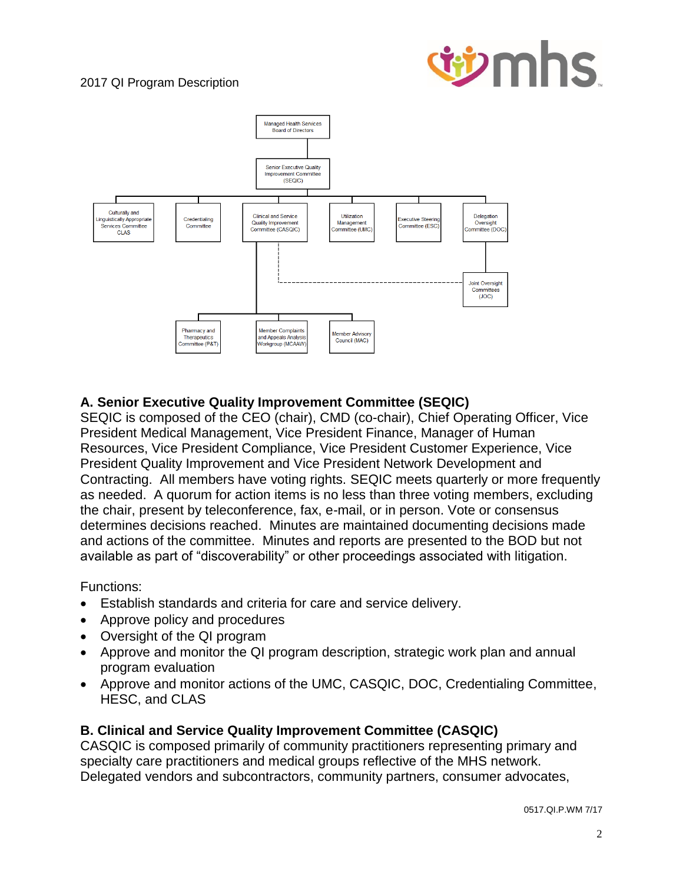Managed Health Services Board of Directors

Senior Executive Quality Improvement Committee (SEQIC)

Culturally and Linguistically Appropriate Services Committee CLAS

Credentialing Committee

Clinical and Service Quality Improvement Committee (CASQIC)

Utilization Management Committee (UMC)

Executive Steering Committee (ESC)

Delegation Oversight Committee (DOC)

Joint Oversight Committees (JOC)

Pharmacy and Therapeutics Committee (P&T)

Member Complaints and Appeals Analysis Workgroup (MCAAW)

Member Advisory Council (MAC)

## A. Senior Executive Quality Improvement Committee (SEQIC)

SEQIC is composed of the CEO (chair), CMD (co-chair), Chief Operating Officer, Vice President Medical Management, Vice President Finance, Manager of Human Resources, Vice President Compliance, Vice President Customer Experience, Vice President Quality Improvement and Vice President Network Development and Contracting. All members have voting rights. SEQIC meets quarterly or more frequently as needed. A quorum for action items is no less than three voting members, excluding the chair, present by teleconference, fax, e-mail, or in person. Vote or consensus determines decisions reached. Minutes are maintained documenting decisions made and actions of the committee. Minutes and reports are presented to the BOD but not available as part of "discoverability" or other proceedings associated with litigation.

Functions:

- Establish standards and criteria for care and service delivery.
- Approve policy and procedures
- Oversight of the QI program
- Approve and monitor the QI program description, strategic work plan and annual program evaluation
- Approve and monitor actions of the UMC, CASQIC, DOC, Credentialing Committee, HESC, and CLAS

## B. Clinical and Service Quality Improvement Committee (CASQIC)

CASQIC is composed primarily of community practitioners representing primary and specialty care practitioners and medical groups reflective of the MHS network. Delegated vendors and subcontractors, community partners, consumer advocates,

0517.QI.P.WM 7/17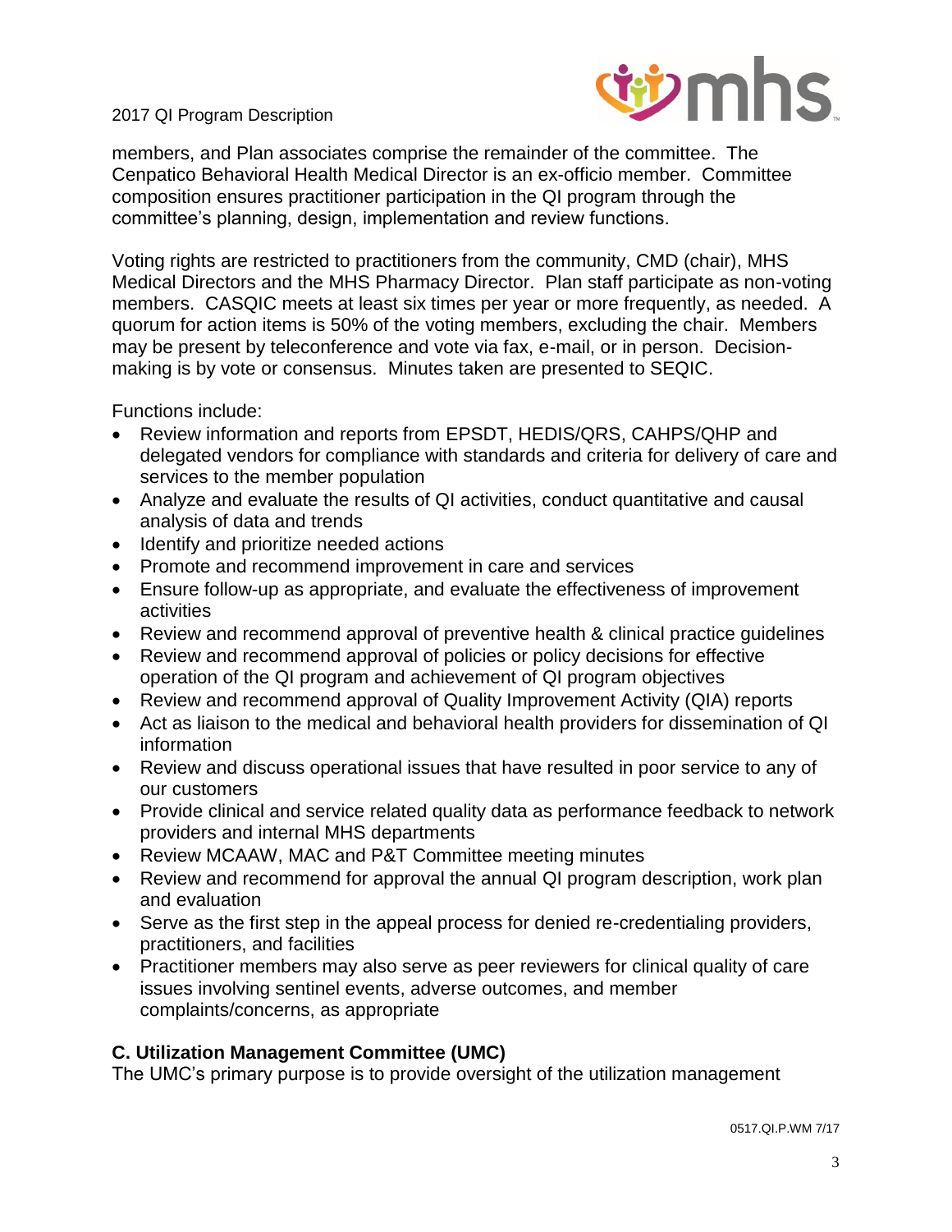members, and Plan associates comprise the remainder of the committee. The Cenpatico Behavioral Health Medical Director is an ex-officio member. Committee composition ensures practitioner participation in the QI program through the committee's planning, design, implementation and review functions.

Voting rights are restricted to practitioners from the community, CMD (chair), MHS Medical Directors and the MHS Pharmacy Director. Plan staff participate as non-voting members. CASQIC meets at least six times per year or more frequently, as needed. A quorum for action items is 50% of the voting members, excluding the chair. Members may be present by teleconference and vote via fax, e-mail, or in person. Decision-making is by vote or consensus. Minutes taken are presented to SEQIC.

Functions include:

- Review information and reports from EPSDT, HEDIS/QRS, CAHPS/QHP and delegated vendors for compliance with standards and criteria for delivery of care and services to the member population
- Analyze and evaluate the results of QI activities, conduct quantitative and causal analysis of data and trends
- Identify and prioritize needed actions
- Promote and recommend improvement in care and services
- Ensure follow-up as appropriate, and evaluate the effectiveness of improvement activities
- Review and recommend approval of preventive health & clinical practice guidelines
- Review and recommend approval of policies or policy decisions for effective operation of the QI program and achievement of QI program objectives
- Review and recommend approval of Quality Improvement Activity (QIA) reports
- Act as liaison to the medical and behavioral health providers for dissemination of QI information
- Review and discuss operational issues that have resulted in poor service to any of our customers
- Provide clinical and service related quality data as performance feedback to network providers and internal MHS departments
- Review MCAAW, MAC and P&T Committee meeting minutes
- Review and recommend for approval the annual QI program description, work plan and evaluation
- Serve as the first step in the appeal process for denied re-credentialing providers, practitioners, and facilities
- Practitioner members may also serve as peer reviewers for clinical quality of care issues involving sentinel events, adverse outcomes, and member complaints/concerns, as appropriate

### C. Utilization Management Committee (UMC)

The UMC's primary purpose is to provide oversight of the utilization management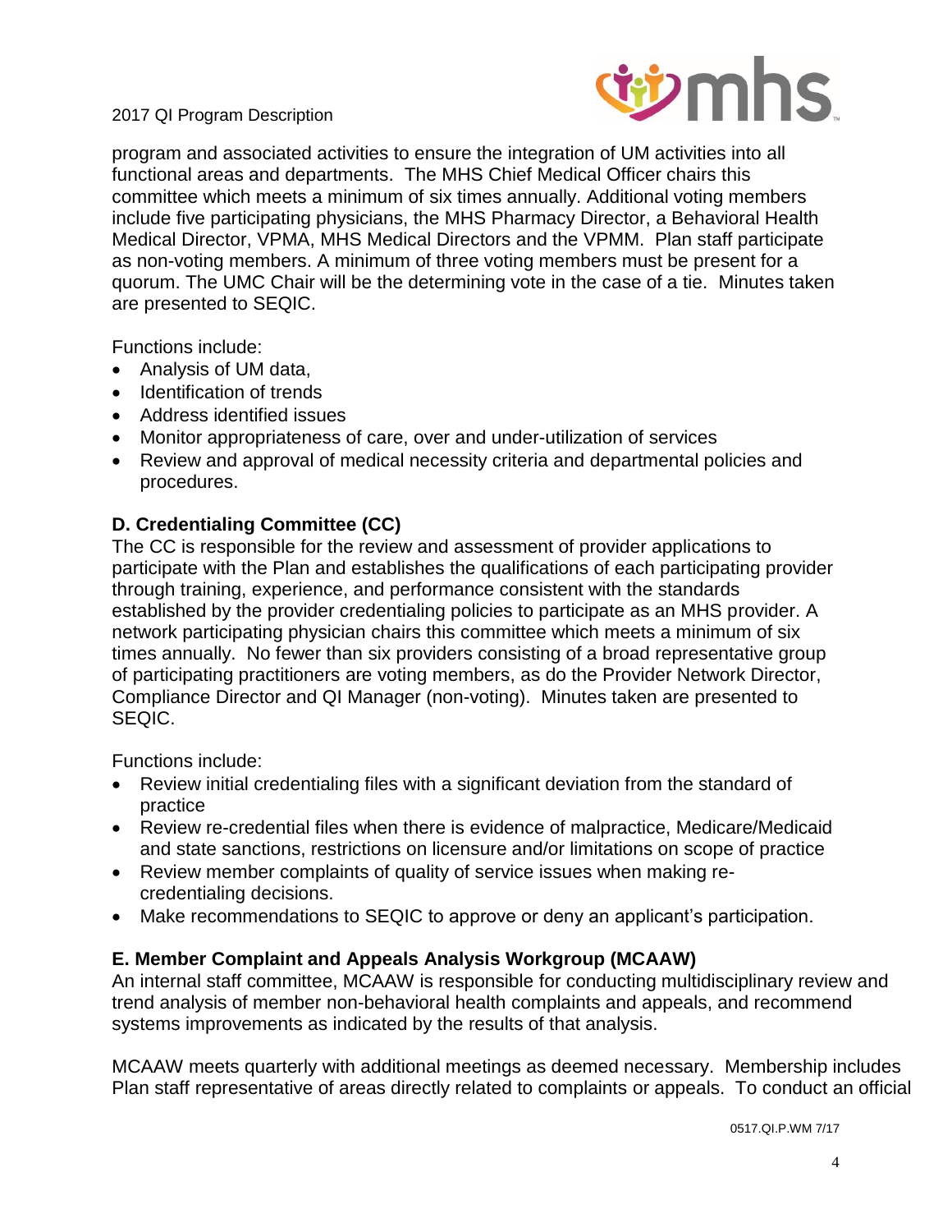program and associated activities to ensure the integration of UM activities into all functional areas and departments. The MHS Chief Medical Officer chairs this committee which meets a minimum of six times annually. Additional voting members include five participating physicians, the MHS Pharmacy Director, a Behavioral Health Medical Director, VPMA, MHS Medical Directors and the VPMM. Plan staff participate as non-voting members. A minimum of three voting members must be present for a quorum. The UMC Chair will be the determining vote in the case of a tie. Minutes taken are presented to SEQIC.

Functions include:

- Analysis of UM data,
- Identification of trends
- Address identified issues
- Monitor appropriateness of care, over and under-utilization of services
- Review and approval of medical necessity criteria and departmental policies and procedures.

### D. Credentialing Committee (CC)

The CC is responsible for the review and assessment of provider applications to participate with the Plan and establishes the qualifications of each participating provider through training, experience, and performance consistent with the standards established by the provider credentialing policies to participate as an MHS provider. A network participating physician chairs this committee which meets a minimum of six times annually. No fewer than six providers consisting of a broad representative group of participating practitioners are voting members, as do the Provider Network Director, Compliance Director and QI Manager (non-voting). Minutes taken are presented to SEQIC.

Functions include:

- Review initial credentialing files with a significant deviation from the standard of practice
- Review re-credential files when there is evidence of malpractice, Medicare/Medicaid and state sanctions, restrictions on licensure and/or limitations on scope of practice
- Review member complaints of quality of service issues when making re-credentialing decisions.
- Make recommendations to SEQIC to approve or deny an applicant's participation.

### E. Member Complaint and Appeals Analysis Workgroup (MCAAW)

An internal staff committee, MCAAW is responsible for conducting multidisciplinary review and trend analysis of member non-behavioral health complaints and appeals, and recommend systems improvements as indicated by the results of that analysis.

MCAAW meets quarterly with additional meetings as deemed necessary. Membership includes Plan staff representative of areas directly related to complaints or appeals. To conduct an official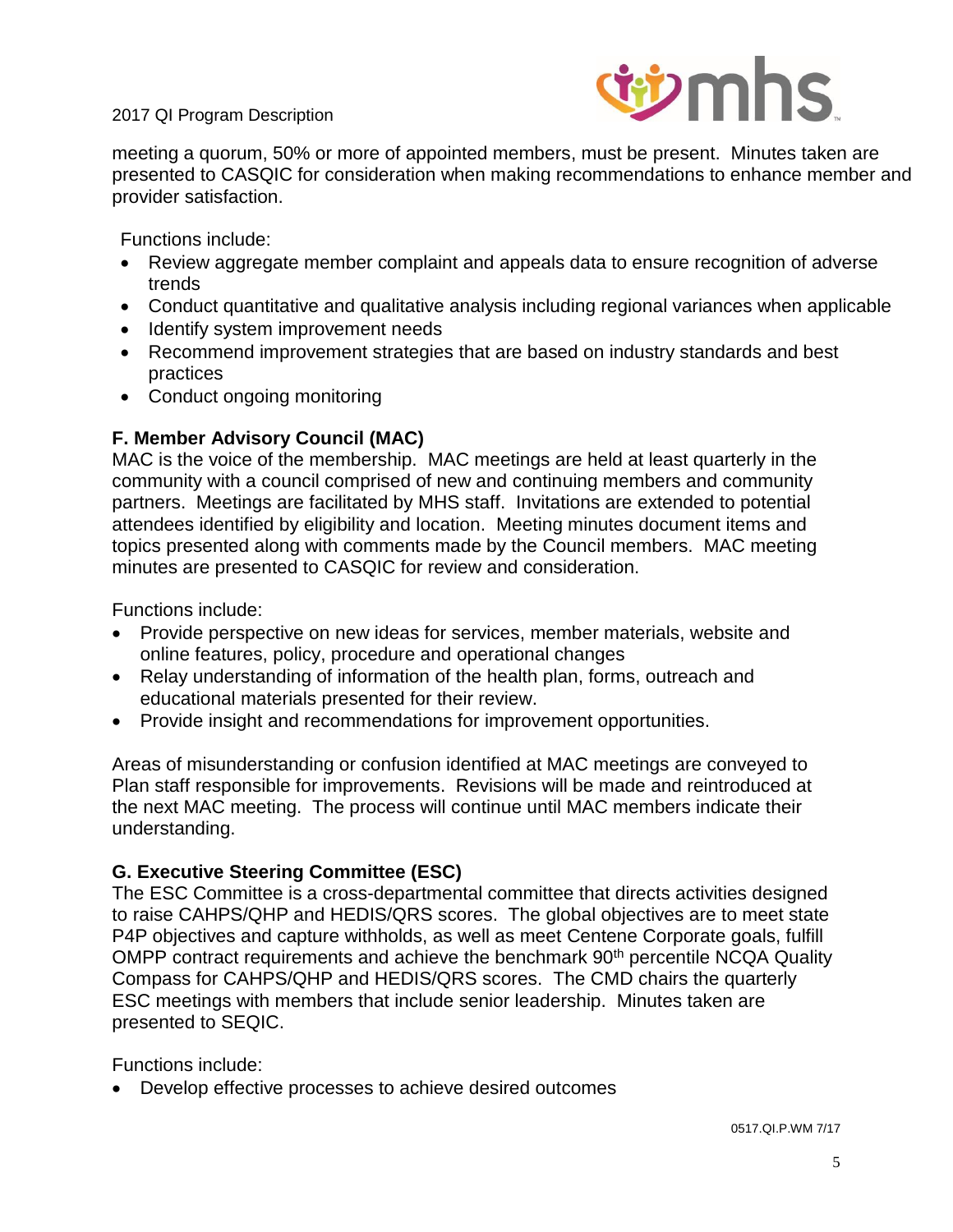meeting a quorum, 50% or more of appointed members, must be present. Minutes taken are presented to CASQIC for consideration when making recommendations to enhance member and provider satisfaction.

Functions include:

- Review aggregate member complaint and appeals data to ensure recognition of adverse trends
- Conduct quantitative and qualitative analysis including regional variances when applicable
- Identify system improvement needs
- Recommend improvement strategies that are based on industry standards and best practices
- Conduct ongoing monitoring

**F. Member Advisory Council (MAC)**

MAC is the voice of the membership. MAC meetings are held at least quarterly in the community with a council comprised of new and continuing members and community partners. Meetings are facilitated by MHS staff. Invitations are extended to potential attendees identified by eligibility and location. Meeting minutes document items and topics presented along with comments made by the Council members. MAC meeting minutes are presented to CASQIC for review and consideration.

Functions include:

- Provide perspective on new ideas for services, member materials, website and online features, policy, procedure and operational changes
- Relay understanding of information of the health plan, forms, outreach and educational materials presented for their review.
- Provide insight and recommendations for improvement opportunities.

Areas of misunderstanding or confusion identified at MAC meetings are conveyed to Plan staff responsible for improvements. Revisions will be made and reintroduced at the next MAC meeting. The process will continue until MAC members indicate their understanding.

**G. Executive Steering Committee (ESC)**

The ESC Committee is a cross-departmental committee that directs activities designed to raise CAHPS/QHP and HEDIS/QRS scores. The global objectives are to meet state P4P objectives and capture withholds, as well as meet Centene Corporate goals, fulfill OMPP contract requirements and achieve the benchmark 90th percentile NCQA Quality Compass for CAHPS/QHP and HEDIS/QRS scores. The CMD chairs the quarterly ESC meetings with members that include senior leadership. Minutes taken are presented to SEQIC.

Functions include:

- Develop effective processes to achieve desired outcomes

0517.QI.P.WM 7/17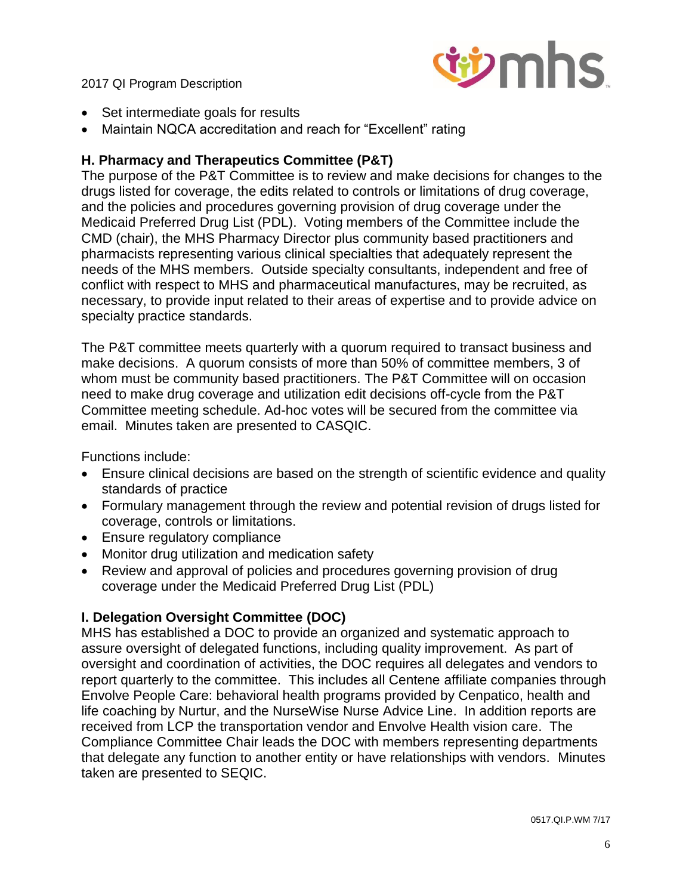- Set intermediate goals for results
- Maintain NQCA accreditation and reach for "Excellent" rating

### H. Pharmacy and Therapeutics Committee (P&T)

The purpose of the P&T Committee is to review and make decisions for changes to the drugs listed for coverage, the edits related to controls or limitations of drug coverage, and the policies and procedures governing provision of drug coverage under the Medicaid Preferred Drug List (PDL). Voting members of the Committee include the CMD (chair), the MHS Pharmacy Director plus community based practitioners and pharmacists representing various clinical specialties that adequately represent the needs of the MHS members. Outside specialty consultants, independent and free of conflict with respect to MHS and pharmaceutical manufactures, may be recruited, as necessary, to provide input related to their areas of expertise and to provide advice on specialty practice standards.

The P&T committee meets quarterly with a quorum required to transact business and make decisions. A quorum consists of more than 50% of committee members, 3 of whom must be community based practitioners. The P&T Committee will on occasion need to make drug coverage and utilization edit decisions off-cycle from the P&T Committee meeting schedule. Ad-hoc votes will be secured from the committee via email. Minutes taken are presented to CASQIC.

Functions include:

- Ensure clinical decisions are based on the strength of scientific evidence and quality standards of practice
- Formulary management through the review and potential revision of drugs listed for coverage, controls or limitations.
- Ensure regulatory compliance
- Monitor drug utilization and medication safety
- Review and approval of policies and procedures governing provision of drug coverage under the Medicaid Preferred Drug List (PDL)

### I. Delegation Oversight Committee (DOC)

MHS has established a DOC to provide an organized and systematic approach to assure oversight of delegated functions, including quality improvement. As part of oversight and coordination of activities, the DOC requires all delegates and vendors to report quarterly to the committee. This includes all Centene affiliate companies through Envolve People Care: behavioral health programs provided by Cenpatico, health and life coaching by Nurtur, and the NurseWise Nurse Advice Line. In addition reports are received from LCP the transportation vendor and Envolve Health vision care. The Compliance Committee Chair leads the DOC with members representing departments that delegate any function to another entity or have relationships with vendors. Minutes taken are presented to SEQIC.

0517.QI.P.WM 7/17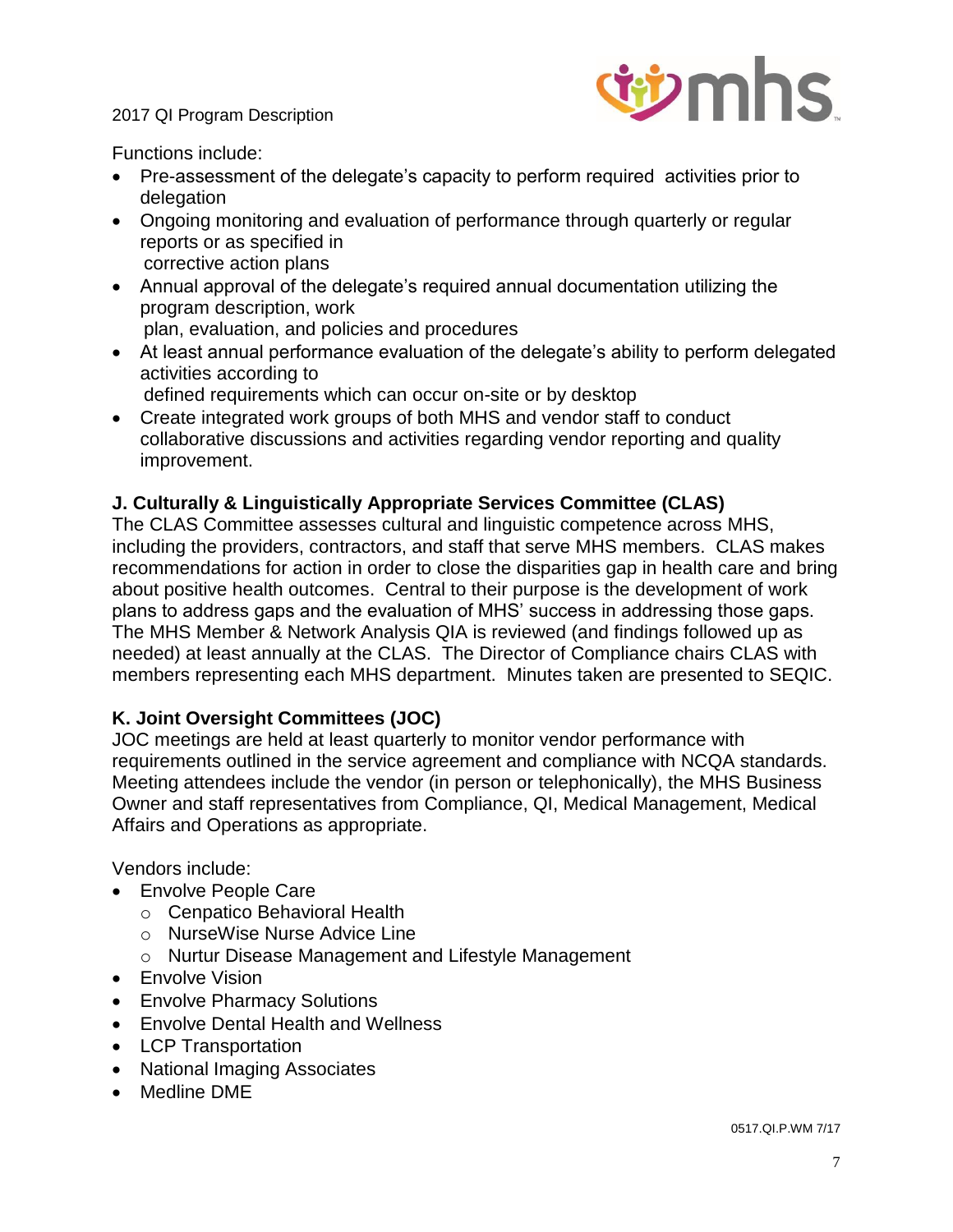Functions include:

- Pre-assessment of the delegate's capacity to perform required activities prior to delegation
- Ongoing monitoring and evaluation of performance through quarterly or regular reports or as specified in corrective action plans
- Annual approval of the delegate's required annual documentation utilizing the program description, work plan, evaluation, and policies and procedures
- At least annual performance evaluation of the delegate's ability to perform delegated activities according to defined requirements which can occur on-site or by desktop
- Create integrated work groups of both MHS and vendor staff to conduct collaborative discussions and activities regarding vendor reporting and quality improvement.

### J. Culturally & Linguistically Appropriate Services Committee (CLAS)

The CLAS Committee assesses cultural and linguistic competence across MHS, including the providers, contractors, and staff that serve MHS members. CLAS makes recommendations for action in order to close the disparities gap in health care and bring about positive health outcomes. Central to their purpose is the development of work plans to address gaps and the evaluation of MHS' success in addressing those gaps. The MHS Member & Network Analysis QIA is reviewed (and findings followed up as needed) at least annually at the CLAS. The Director of Compliance chairs CLAS with members representing each MHS department. Minutes taken are presented to SEQIC.

### K. Joint Oversight Committees (JOC)

JOC meetings are held at least quarterly to monitor vendor performance with requirements outlined in the service agreement and compliance with NCQA standards. Meeting attendees include the vendor (in person or telephonically), the MHS Business Owner and staff representatives from Compliance, QI, Medical Management, Medical Affairs and Operations as appropriate.

Vendors include:

- Envolve People Care
  - Cenpatico Behavioral Health
  - NurseWise Nurse Advice Line
  - Nurtur Disease Management and Lifestyle Management
- Envolve Vision
- Envolve Pharmacy Solutions
- Envolve Dental Health and Wellness
- LCP Transportation
- National Imaging Associates
- Medline DME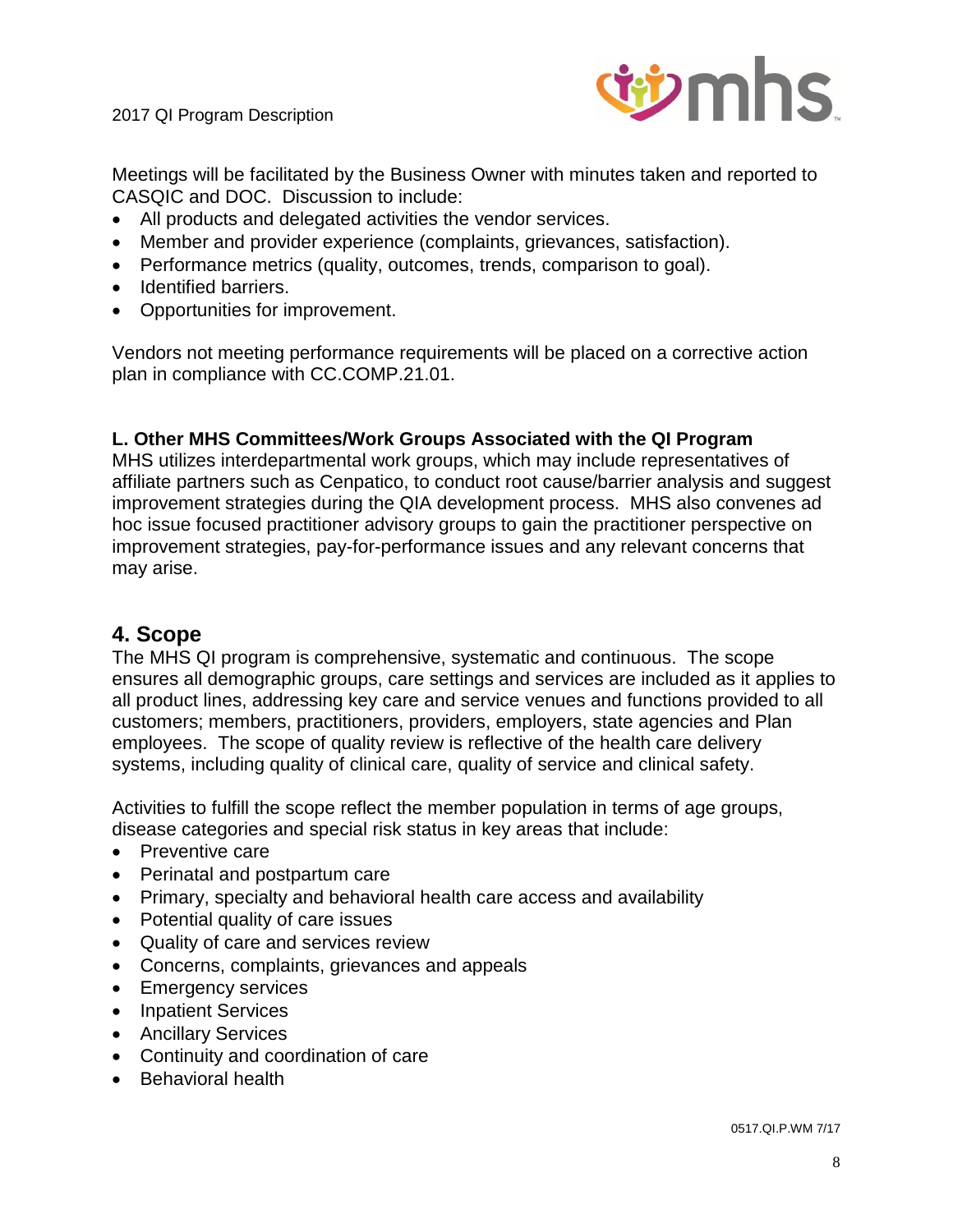Meetings will be facilitated by the Business Owner with minutes taken and reported to CASQIC and DOC. Discussion to include:

- All products and delegated activities the vendor services.
- Member and provider experience (complaints, grievances, satisfaction).
- Performance metrics (quality, outcomes, trends, comparison to goal).
- Identified barriers.
- Opportunities for improvement.

Vendors not meeting performance requirements will be placed on a corrective action plan in compliance with CC.COMP.21.01.

**L. Other MHS Committees/Work Groups Associated with the QI Program**

MHS utilizes interdepartmental work groups, which may include representatives of affiliate partners such as Cenpatico, to conduct root cause/barrier analysis and suggest improvement strategies during the QIA development process. MHS also convenes ad hoc issue focused practitioner advisory groups to gain the practitioner perspective on improvement strategies, pay-for-performance issues and any relevant concerns that may arise.

## 4. Scope

The MHS QI program is comprehensive, systematic and continuous. The scope ensures all demographic groups, care settings and services are included as it applies to all product lines, addressing key care and service venues and functions provided to all customers; members, practitioners, providers, employers, state agencies and Plan employees. The scope of quality review is reflective of the health care delivery systems, including quality of clinical care, quality of service and clinical safety.

Activities to fulfill the scope reflect the member population in terms of age groups, disease categories and special risk status in key areas that include:

- Preventive care
- Perinatal and postpartum care
- Primary, specialty and behavioral health care access and availability
- Potential quality of care issues
- Quality of care and services review
- Concerns, complaints, grievances and appeals
- Emergency services
- Inpatient Services
- Ancillary Services
- Continuity and coordination of care
- Behavioral health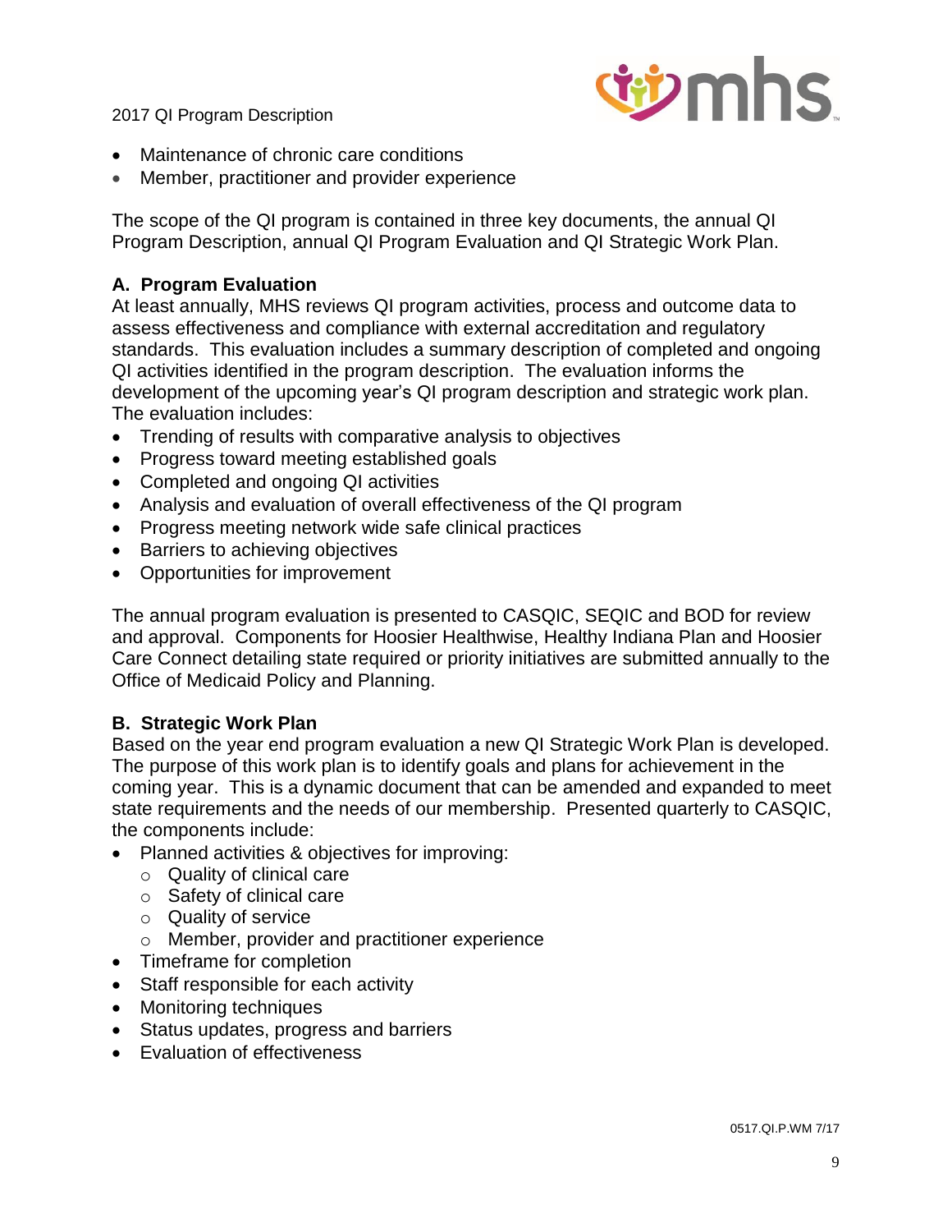- Maintenance of chronic care conditions
- Member, practitioner and provider experience

The scope of the QI program is contained in three key documents, the annual QI Program Description, annual QI Program Evaluation and QI Strategic Work Plan.

### A. Program Evaluation

At least annually, MHS reviews QI program activities, process and outcome data to assess effectiveness and compliance with external accreditation and regulatory standards. This evaluation includes a summary description of completed and ongoing QI activities identified in the program description. The evaluation informs the development of the upcoming year's QI program description and strategic work plan. The evaluation includes:

- Trending of results with comparative analysis to objectives
- Progress toward meeting established goals
- Completed and ongoing QI activities
- Analysis and evaluation of overall effectiveness of the QI program
- Progress meeting network wide safe clinical practices
- Barriers to achieving objectives
- Opportunities for improvement

The annual program evaluation is presented to CASQIC, SEQIC and BOD for review and approval. Components for Hoosier Healthwise, Healthy Indiana Plan and Hoosier Care Connect detailing state required or priority initiatives are submitted annually to the Office of Medicaid Policy and Planning.

### B. Strategic Work Plan

Based on the year end program evaluation a new QI Strategic Work Plan is developed. The purpose of this work plan is to identify goals and plans for achievement in the coming year. This is a dynamic document that can be amended and expanded to meet state requirements and the needs of our membership. Presented quarterly to CASQIC, the components include:

- Planned activities & objectives for improving:
  - Quality of clinical care
  - Safety of clinical care
  - Quality of service
  - Member, provider and practitioner experience
- Timeframe for completion
- Staff responsible for each activity
- Monitoring techniques
- Status updates, progress and barriers
- Evaluation of effectiveness

0517.QI.P.WM 7/17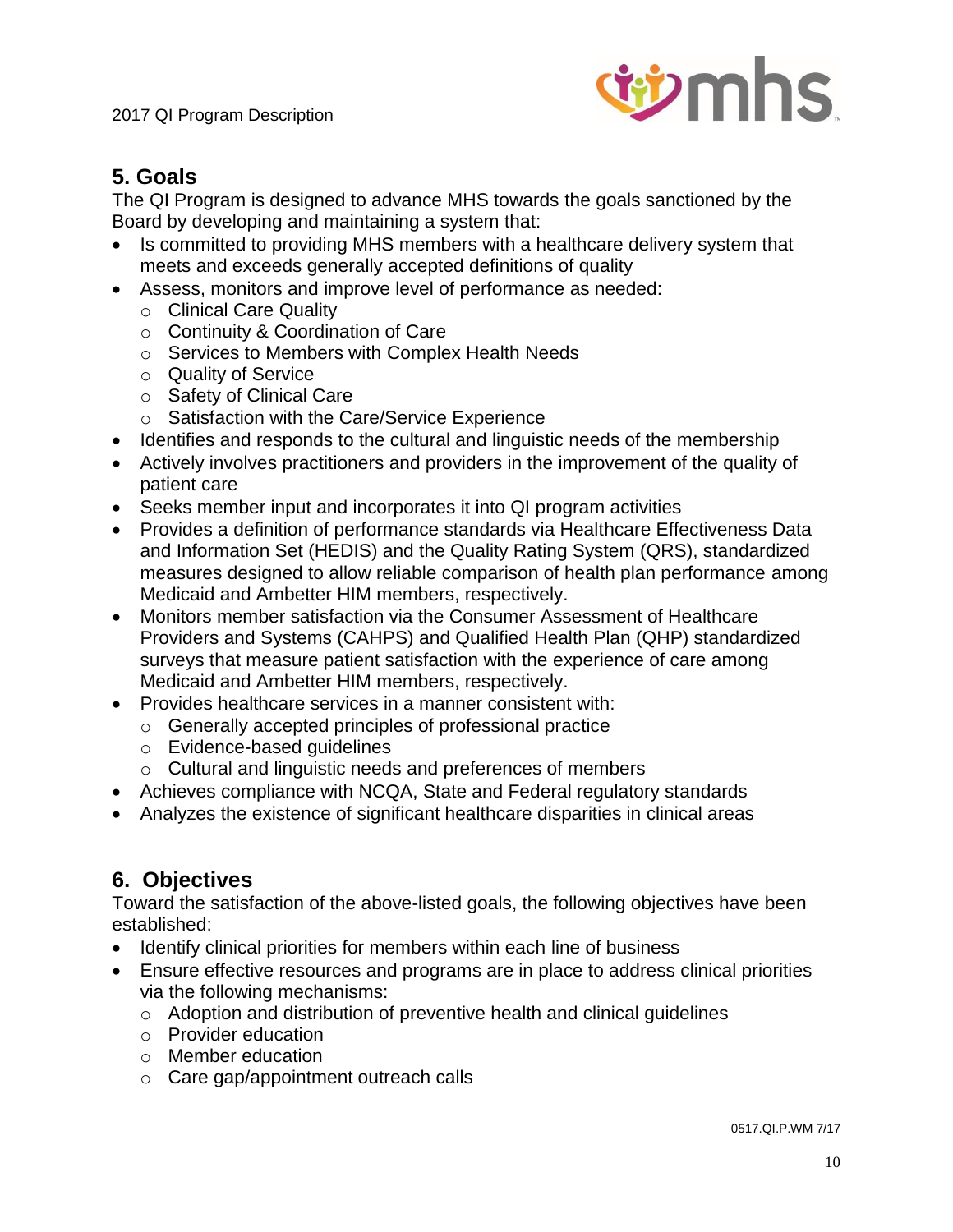## 5. Goals

The QI Program is designed to advance MHS towards the goals sanctioned by the Board by developing and maintaining a system that:

- Is committed to providing MHS members with a healthcare delivery system that meets and exceeds generally accepted definitions of quality
- Assess, monitors and improve level of performance as needed:
  - Clinical Care Quality
  - Continuity & Coordination of Care
  - Services to Members with Complex Health Needs
  - Quality of Service
  - Safety of Clinical Care
  - Satisfaction with the Care/Service Experience
- Identifies and responds to the cultural and linguistic needs of the membership
- Actively involves practitioners and providers in the improvement of the quality of patient care
- Seeks member input and incorporates it into QI program activities
- Provides a definition of performance standards via Healthcare Effectiveness Data and Information Set (HEDIS) and the Quality Rating System (QRS), standardized measures designed to allow reliable comparison of health plan performance among Medicaid and Ambetter HIM members, respectively.
- Monitors member satisfaction via the Consumer Assessment of Healthcare Providers and Systems (CAHPS) and Qualified Health Plan (QHP) standardized surveys that measure patient satisfaction with the experience of care among Medicaid and Ambetter HIM members, respectively.
- Provides healthcare services in a manner consistent with:
  - Generally accepted principles of professional practice
  - Evidence-based guidelines
  - Cultural and linguistic needs and preferences of members
- Achieves compliance with NCQA, State and Federal regulatory standards
- Analyzes the existence of significant healthcare disparities in clinical areas

## 6. Objectives

Toward the satisfaction of the above-listed goals, the following objectives have been established:

- Identify clinical priorities for members within each line of business
- Ensure effective resources and programs are in place to address clinical priorities via the following mechanisms:
  - Adoption and distribution of preventive health and clinical guidelines
  - Provider education
  - Member education
  - Care gap/appointment outreach calls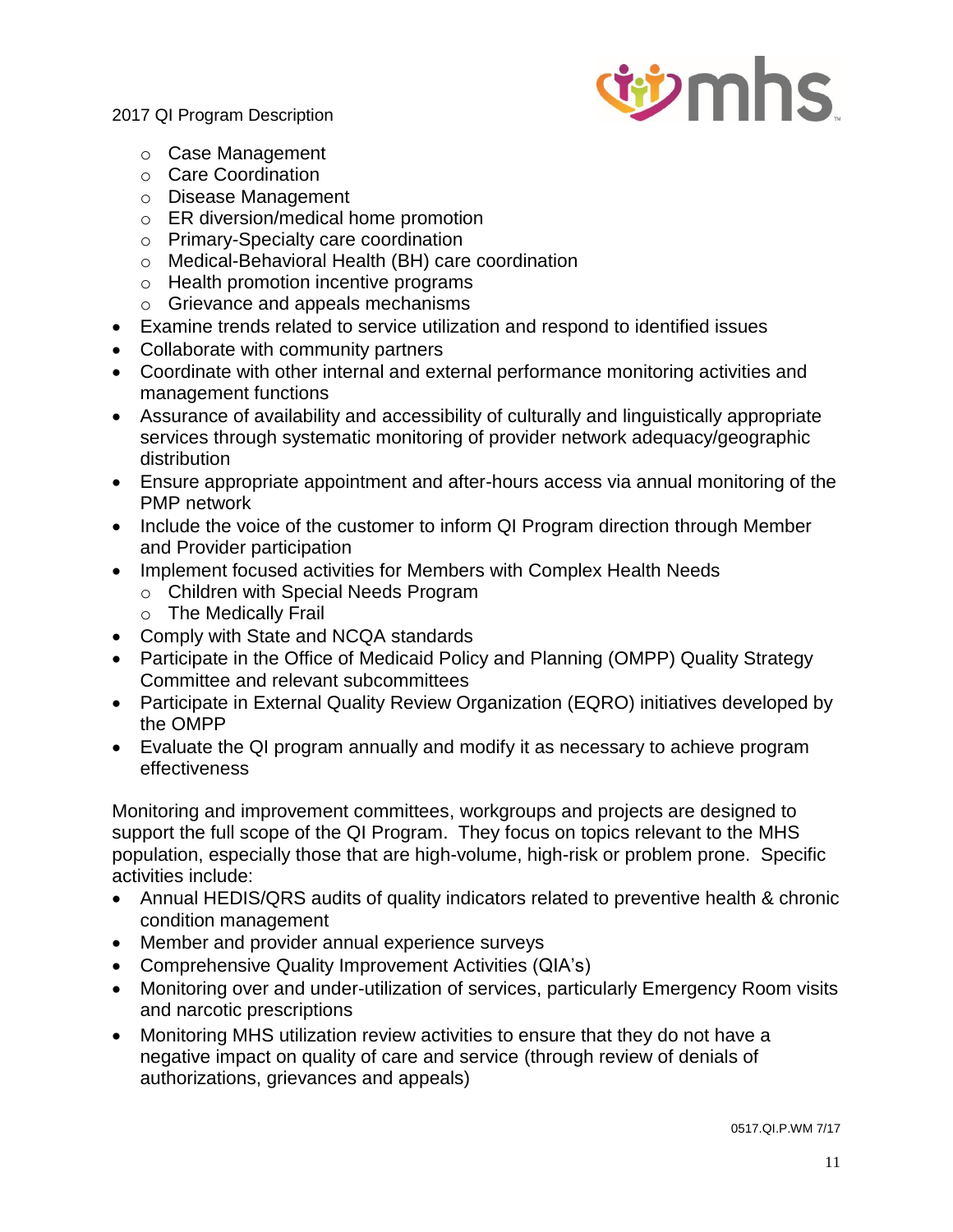- Case Management
  - Care Coordination
  - Disease Management
  - ER diversion/medical home promotion
  - Primary-Specialty care coordination
  - Medical-Behavioral Health (BH) care coordination
  - Health promotion incentive programs
  - Grievance and appeals mechanisms
- Examine trends related to service utilization and respond to identified issues
- Collaborate with community partners
- Coordinate with other internal and external performance monitoring activities and management functions
- Assurance of availability and accessibility of culturally and linguistically appropriate services through systematic monitoring of provider network adequacy/geographic distribution
- Ensure appropriate appointment and after-hours access via annual monitoring of the PMP network
- Include the voice of the customer to inform QI Program direction through Member and Provider participation
- Implement focused activities for Members with Complex Health Needs
  - Children with Special Needs Program
  - The Medically Frail
- Comply with State and NCQA standards
- Participate in the Office of Medicaid Policy and Planning (OMPP) Quality Strategy Committee and relevant subcommittees
- Participate in External Quality Review Organization (EQRO) initiatives developed by the OMPP
- Evaluate the QI program annually and modify it as necessary to achieve program effectiveness

Monitoring and improvement committees, workgroups and projects are designed to support the full scope of the QI Program. They focus on topics relevant to the MHS population, especially those that are high-volume, high-risk or problem prone. Specific activities include:

- Annual HEDIS/QRS audits of quality indicators related to preventive health & chronic condition management
- Member and provider annual experience surveys
- Comprehensive Quality Improvement Activities (QIA's)
- Monitoring over and under-utilization of services, particularly Emergency Room visits and narcotic prescriptions
- Monitoring MHS utilization review activities to ensure that they do not have a negative impact on quality of care and service (through review of denials of authorizations, grievances and appeals)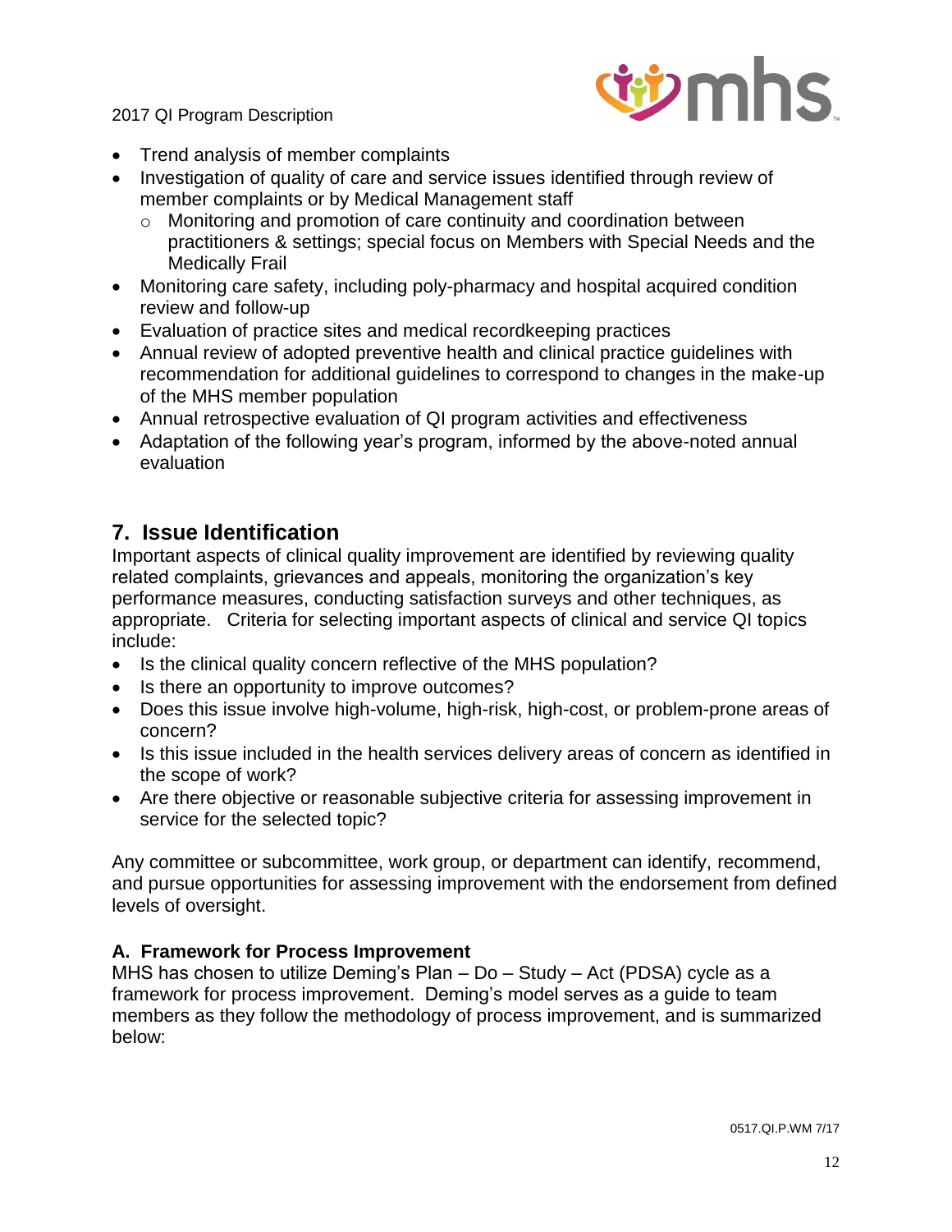- Trend analysis of member complaints
- Investigation of quality of care and service issues identified through review of member complaints or by Medical Management staff
  - Monitoring and promotion of care continuity and coordination between practitioners & settings; special focus on Members with Special Needs and the Medically Frail
- Monitoring care safety, including poly-pharmacy and hospital acquired condition review and follow-up
- Evaluation of practice sites and medical recordkeeping practices
- Annual review of adopted preventive health and clinical practice guidelines with recommendation for additional guidelines to correspond to changes in the make-up of the MHS member population
- Annual retrospective evaluation of QI program activities and effectiveness
- Adaptation of the following year's program, informed by the above-noted annual evaluation

## 7. Issue Identification

Important aspects of clinical quality improvement are identified by reviewing quality related complaints, grievances and appeals, monitoring the organization's key performance measures, conducting satisfaction surveys and other techniques, as appropriate. Criteria for selecting important aspects of clinical and service QI topics include:

- Is the clinical quality concern reflective of the MHS population?
- Is there an opportunity to improve outcomes?
- Does this issue involve high-volume, high-risk, high-cost, or problem-prone areas of concern?
- Is this issue included in the health services delivery areas of concern as identified in the scope of work?
- Are there objective or reasonable subjective criteria for assessing improvement in service for the selected topic?

Any committee or subcommittee, work group, or department can identify, recommend, and pursue opportunities for assessing improvement with the endorsement from defined levels of oversight.

### A. Framework for Process Improvement

MHS has chosen to utilize Deming's Plan – Do – Study – Act (PDSA) cycle as a framework for process improvement. Deming's model serves as a guide to team members as they follow the methodology of process improvement, and is summarized below: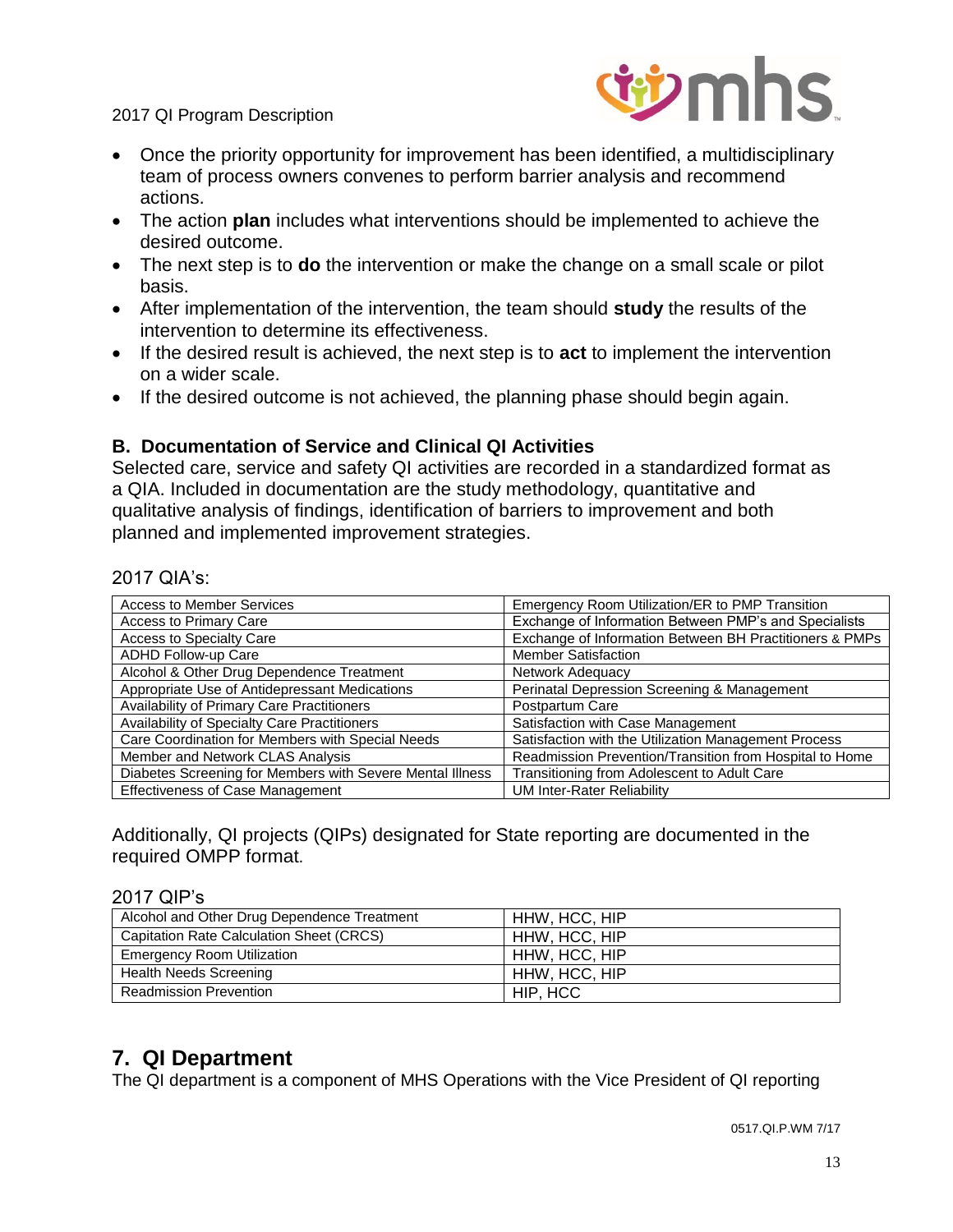- Once the priority opportunity for improvement has been identified, a multidisciplinary team of process owners convenes to perform barrier analysis and recommend actions.
- The action **plan** includes what interventions should be implemented to achieve the desired outcome.
- The next step is to **do** the intervention or make the change on a small scale or pilot basis.
- After implementation of the intervention, the team should **study** the results of the intervention to determine its effectiveness.
- If the desired result is achieved, the next step is to **act** to implement the intervention on a wider scale.
- If the desired outcome is not achieved, the planning phase should begin again.

### B. Documentation of Service and Clinical QI Activities

Selected care, service and safety QI activities are recorded in a standardized format as a QIA. Included in documentation are the study methodology, quantitative and qualitative analysis of findings, identification of barriers to improvement and both planned and implemented improvement strategies.

2017 QIA's:

| | |
|---|---|
| Access to Member Services | Emergency Room Utilization/ER to PMP Transition |
| Access to Primary Care | Exchange of Information Between PMP's and Specialists |
| Access to Specialty Care | Exchange of Information Between BH Practitioners & PMPs |
| ADHD Follow-up Care | Member Satisfaction |
| Alcohol & Other Drug Dependence Treatment | Network Adequacy |
| Appropriate Use of Antidepressant Medications | Perinatal Depression Screening & Management |
| Availability of Primary Care Practitioners | Postpartum Care |
| Availability of Specialty Care Practitioners | Satisfaction with Case Management |
| Care Coordination for Members with Special Needs | Satisfaction with the Utilization Management Process |
| Member and Network CLAS Analysis | Readmission Prevention/Transition from Hospital to Home |
| Diabetes Screening for Members with Severe Mental Illness | Transitioning from Adolescent to Adult Care |
| Effectiveness of Case Management | UM Inter-Rater Reliability |

Additionally, QI projects (QIPs) designated for State reporting are documented in the required OMPP format.

2017 QIP's

| | |
|---|---|
| Alcohol and Other Drug Dependence Treatment | HHW, HCC, HIP |
| Capitation Rate Calculation Sheet (CRCS) | HHW, HCC, HIP |
| Emergency Room Utilization | HHW, HCC, HIP |
| Health Needs Screening | HHW, HCC, HIP |
| Readmission Prevention | HIP, HCC |

## 7. QI Department

The QI department is a component of MHS Operations with the Vice President of QI reporting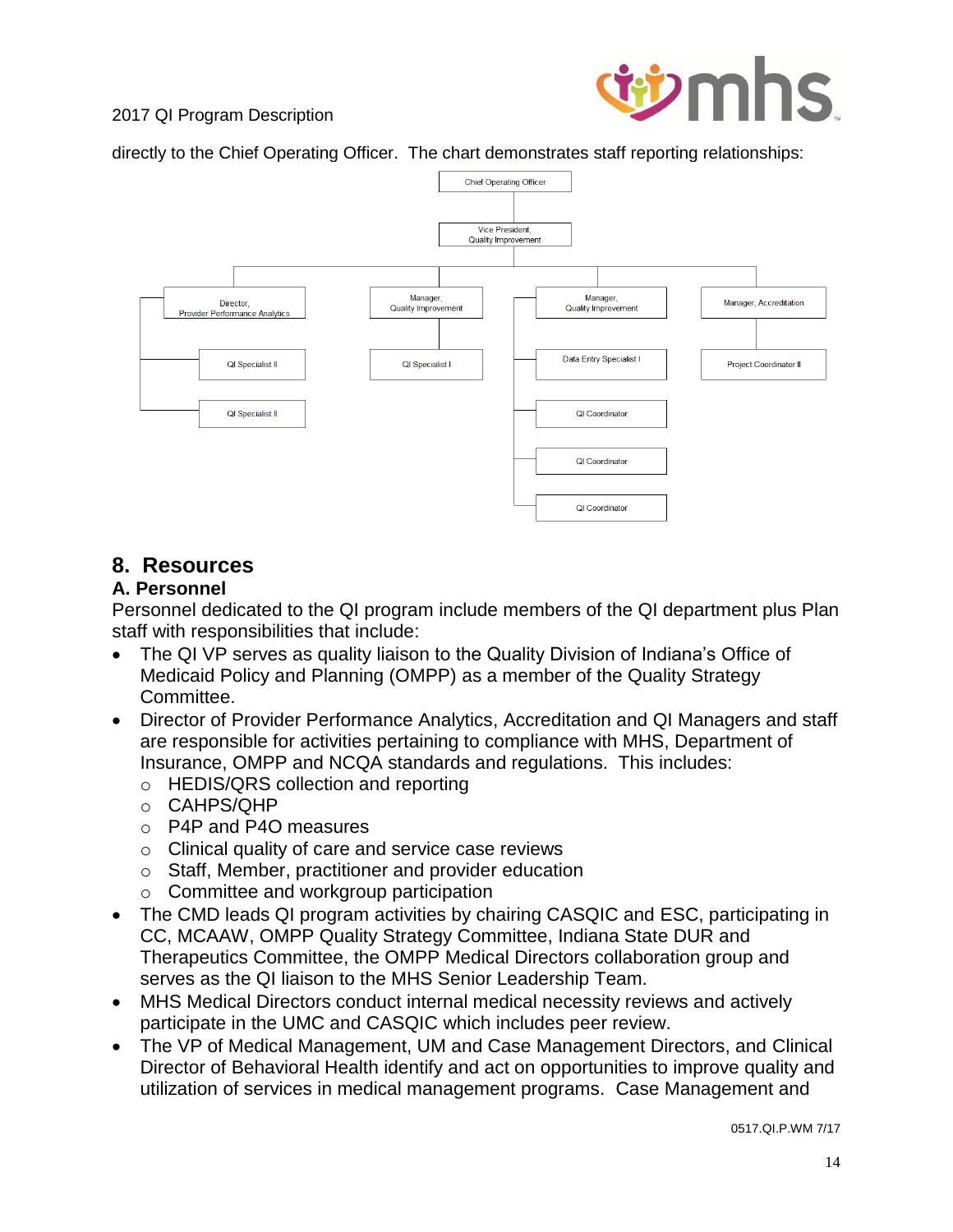directly to the Chief Operating Officer. The chart demonstrates staff reporting relationships:

- Chief Operating Officer
  - Vice President, Quality Improvement
    - Director, Provider Performance Analytics
      - QI Specialist II
      - QI Specialist II
    - Manager, Quality Improvement
      - QI Specialist I
    - Manager, Quality Improvement
      - Data Entry Specialist I
      - QI Coordinator
      - QI Coordinator
      - QI Coordinator
    - Manager, Accreditation
      - Project Coordinator II

## 8. Resources

### A. Personnel

Personnel dedicated to the QI program include members of the QI department plus Plan staff with responsibilities that include:

- The QI VP serves as quality liaison to the Quality Division of Indiana's Office of Medicaid Policy and Planning (OMPP) as a member of the Quality Strategy Committee.
- Director of Provider Performance Analytics, Accreditation and QI Managers and staff are responsible for activities pertaining to compliance with MHS, Department of Insurance, OMPP and NCQA standards and regulations. This includes:
  - HEDIS/QRS collection and reporting
  - CAHPS/QHP
  - P4P and P4O measures
  - Clinical quality of care and service case reviews
  - Staff, Member, practitioner and provider education
  - Committee and workgroup participation
- The CMD leads QI program activities by chairing CASQIC and ESC, participating in CC, MCAAW, OMPP Quality Strategy Committee, Indiana State DUR and Therapeutics Committee, the OMPP Medical Directors collaboration group and serves as the QI liaison to the MHS Senior Leadership Team.
- MHS Medical Directors conduct internal medical necessity reviews and actively participate in the UMC and CASQIC which includes peer review.
- The VP of Medical Management, UM and Case Management Directors, and Clinical Director of Behavioral Health identify and act on opportunities to improve quality and utilization of services in medical management programs. Case Management and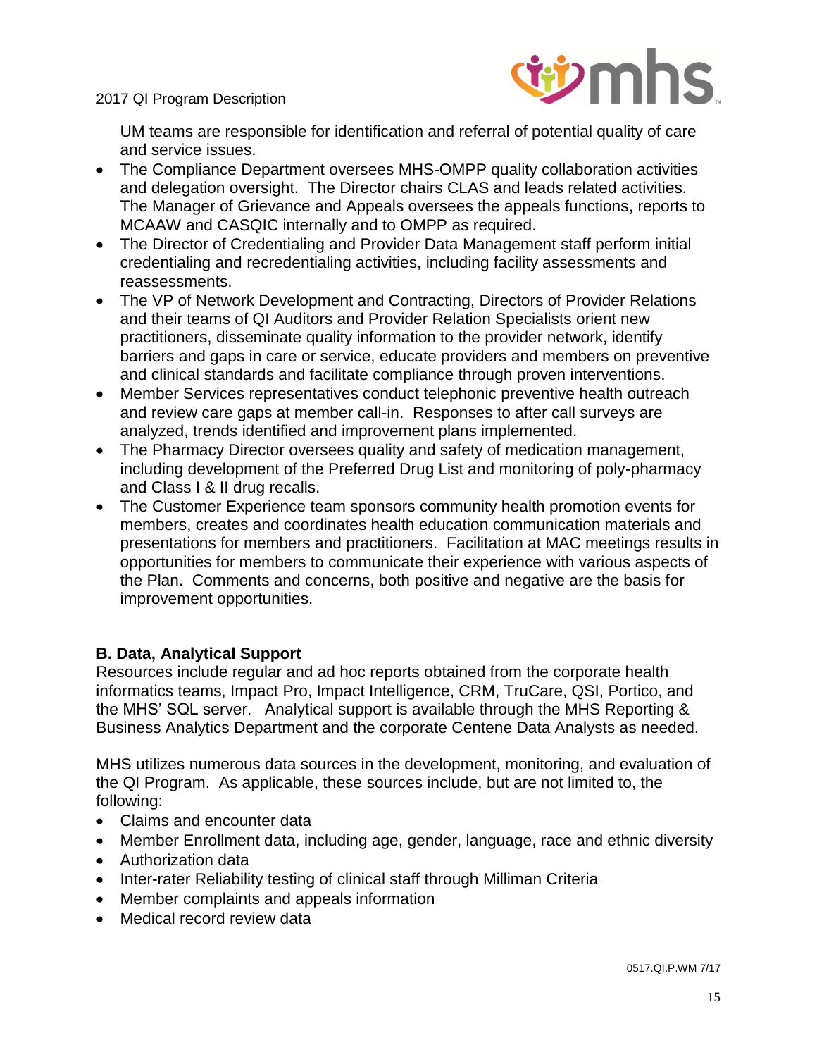UM teams are responsible for identification and referral of potential quality of care and service issues.

- The Compliance Department oversees MHS-OMPP quality collaboration activities and delegation oversight. The Director chairs CLAS and leads related activities. The Manager of Grievance and Appeals oversees the appeals functions, reports to MCAAW and CASQIC internally and to OMPP as required.
- The Director of Credentialing and Provider Data Management staff perform initial credentialing and recredentialing activities, including facility assessments and reassessments.
- The VP of Network Development and Contracting, Directors of Provider Relations and their teams of QI Auditors and Provider Relation Specialists orient new practitioners, disseminate quality information to the provider network, identify barriers and gaps in care or service, educate providers and members on preventive and clinical standards and facilitate compliance through proven interventions.
- Member Services representatives conduct telephonic preventive health outreach and review care gaps at member call-in. Responses to after call surveys are analyzed, trends identified and improvement plans implemented.
- The Pharmacy Director oversees quality and safety of medication management, including development of the Preferred Drug List and monitoring of poly-pharmacy and Class I & II drug recalls.
- The Customer Experience team sponsors community health promotion events for members, creates and coordinates health education communication materials and presentations for members and practitioners. Facilitation at MAC meetings results in opportunities for members to communicate their experience with various aspects of the Plan. Comments and concerns, both positive and negative are the basis for improvement opportunities.

**B. Data, Analytical Support**

Resources include regular and ad hoc reports obtained from the corporate health informatics teams, Impact Pro, Impact Intelligence, CRM, TruCare, QSI, Portico, and the MHS' SQL server. Analytical support is available through the MHS Reporting & Business Analytics Department and the corporate Centene Data Analysts as needed.

MHS utilizes numerous data sources in the development, monitoring, and evaluation of the QI Program. As applicable, these sources include, but are not limited to, the following:

- Claims and encounter data
- Member Enrollment data, including age, gender, language, race and ethnic diversity
- Authorization data
- Inter-rater Reliability testing of clinical staff through Milliman Criteria
- Member complaints and appeals information
- Medical record review data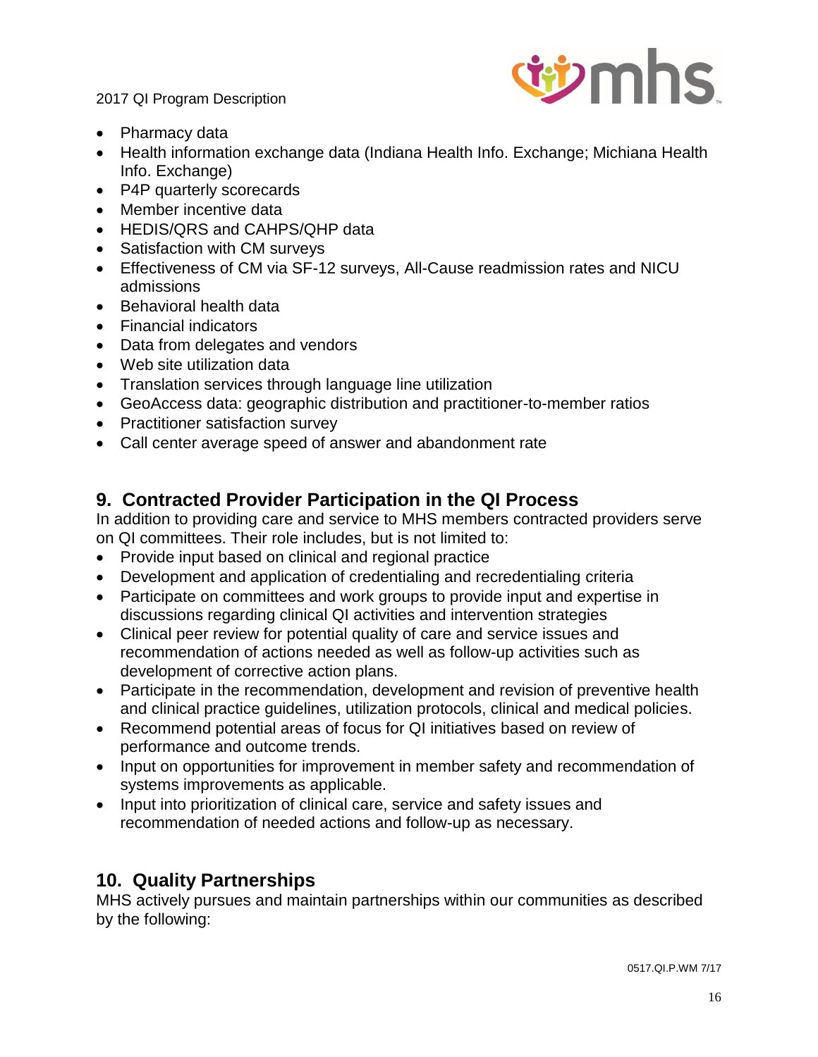- Pharmacy data
- Health information exchange data (Indiana Health Info. Exchange; Michiana Health Info. Exchange)
- P4P quarterly scorecards
- Member incentive data
- HEDIS/QRS and CAHPS/QHP data
- Satisfaction with CM surveys
- Effectiveness of CM via SF-12 surveys, All-Cause readmission rates and NICU admissions
- Behavioral health data
- Financial indicators
- Data from delegates and vendors
- Web site utilization data
- Translation services through language line utilization
- GeoAccess data: geographic distribution and practitioner-to-member ratios
- Practitioner satisfaction survey
- Call center average speed of answer and abandonment rate

## 9. Contracted Provider Participation in the QI Process

In addition to providing care and service to MHS members contracted providers serve on QI committees. Their role includes, but is not limited to:

- Provide input based on clinical and regional practice
- Development and application of credentialing and recredentialing criteria
- Participate on committees and work groups to provide input and expertise in discussions regarding clinical QI activities and intervention strategies
- Clinical peer review for potential quality of care and service issues and recommendation of actions needed as well as follow-up activities such as development of corrective action plans.
- Participate in the recommendation, development and revision of preventive health and clinical practice guidelines, utilization protocols, clinical and medical policies.
- Recommend potential areas of focus for QI initiatives based on review of performance and outcome trends.
- Input on opportunities for improvement in member safety and recommendation of systems improvements as applicable.
- Input into prioritization of clinical care, service and safety issues and recommendation of needed actions and follow-up as necessary.

## 10. Quality Partnerships

MHS actively pursues and maintain partnerships within our communities as described by the following:

0517.QI.P.WM 7/17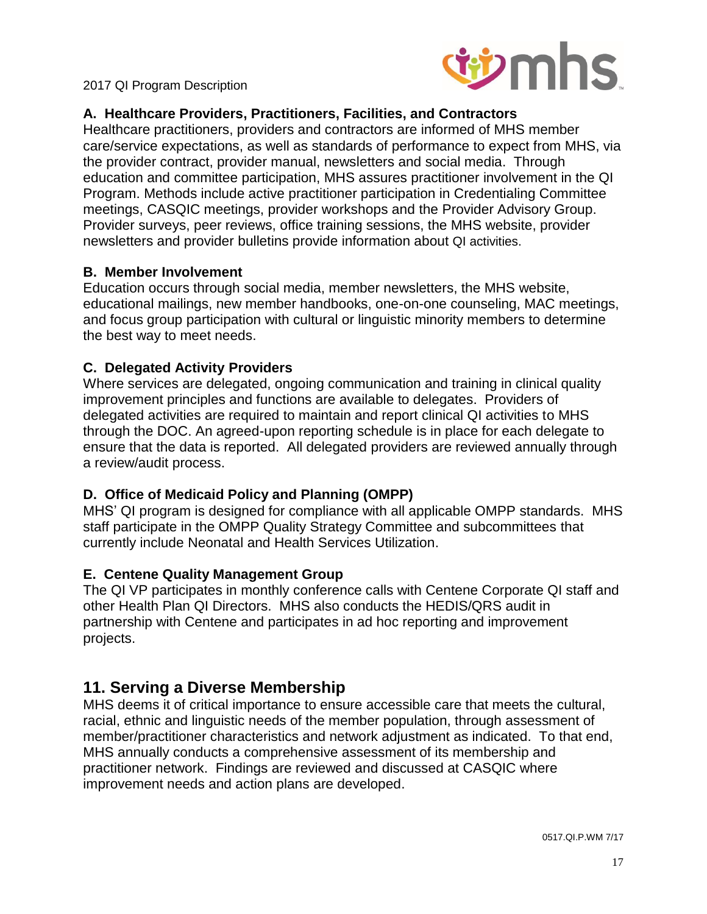**A. Healthcare Providers, Practitioners, Facilities, and Contractors**

Healthcare practitioners, providers and contractors are informed of MHS member care/service expectations, as well as standards of performance to expect from MHS, via the provider contract, provider manual, newsletters and social media. Through education and committee participation, MHS assures practitioner involvement in the QI Program. Methods include active practitioner participation in Credentialing Committee meetings, CASQIC meetings, provider workshops and the Provider Advisory Group. Provider surveys, peer reviews, office training sessions, the MHS website, provider newsletters and provider bulletins provide information about QI activities.

**B. Member Involvement**

Education occurs through social media, member newsletters, the MHS website, educational mailings, new member handbooks, one-on-one counseling, MAC meetings, and focus group participation with cultural or linguistic minority members to determine the best way to meet needs.

**C. Delegated Activity Providers**

Where services are delegated, ongoing communication and training in clinical quality improvement principles and functions are available to delegates. Providers of delegated activities are required to maintain and report clinical QI activities to MHS through the DOC. An agreed-upon reporting schedule is in place for each delegate to ensure that the data is reported. All delegated providers are reviewed annually through a review/audit process.

**D. Office of Medicaid Policy and Planning (OMPP)**

MHS' QI program is designed for compliance with all applicable OMPP standards. MHS staff participate in the OMPP Quality Strategy Committee and subcommittees that currently include Neonatal and Health Services Utilization.

**E. Centene Quality Management Group**

The QI VP participates in monthly conference calls with Centene Corporate QI staff and other Health Plan QI Directors. MHS also conducts the HEDIS/QRS audit in partnership with Centene and participates in ad hoc reporting and improvement projects.

## 11. Serving a Diverse Membership

MHS deems it of critical importance to ensure accessible care that meets the cultural, racial, ethnic and linguistic needs of the member population, through assessment of member/practitioner characteristics and network adjustment as indicated. To that end, MHS annually conducts a comprehensive assessment of its membership and practitioner network. Findings are reviewed and discussed at CASQIC where improvement needs and action plans are developed.

0517.QI.P.WM 7/17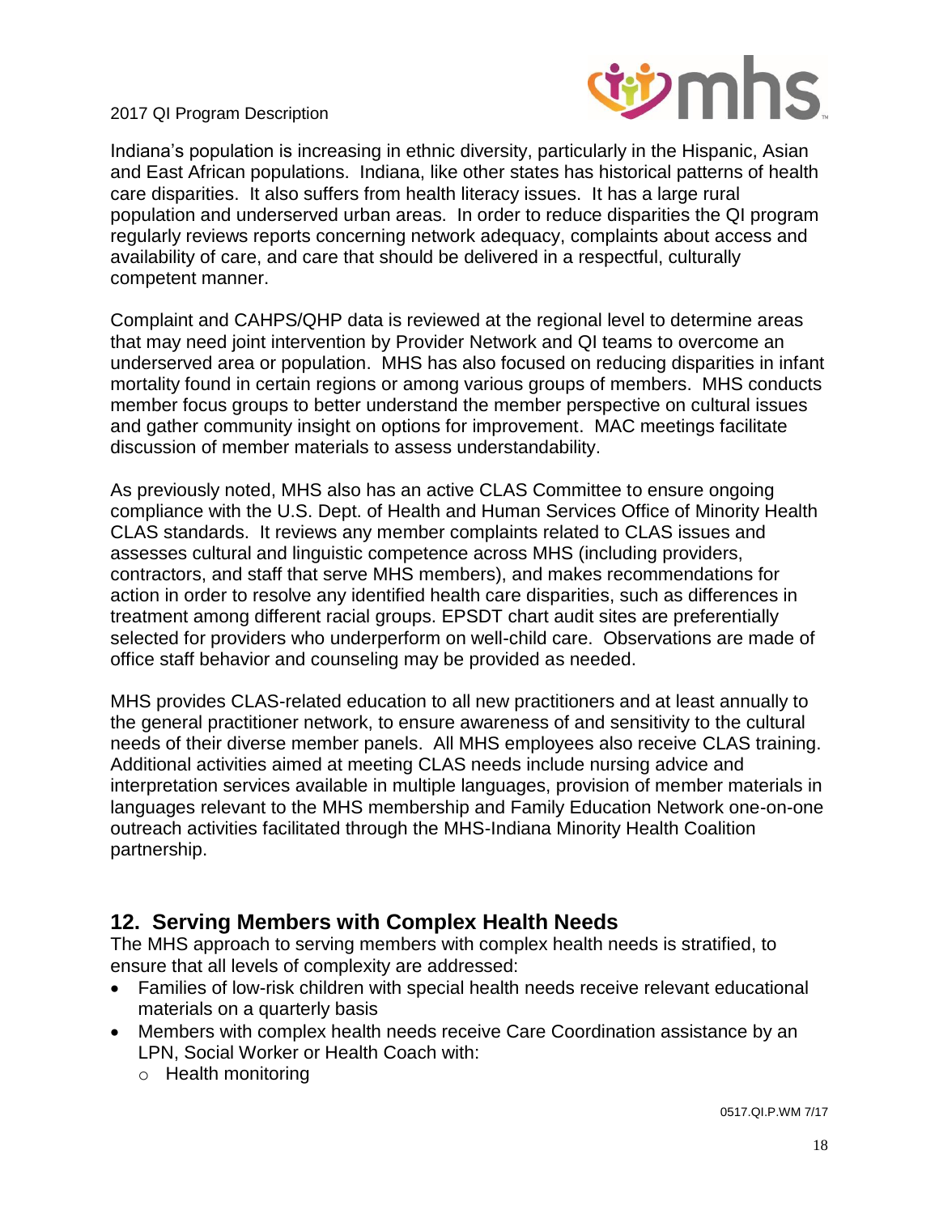Indiana's population is increasing in ethnic diversity, particularly in the Hispanic, Asian and East African populations. Indiana, like other states has historical patterns of health care disparities. It also suffers from health literacy issues. It has a large rural population and underserved urban areas. In order to reduce disparities the QI program regularly reviews reports concerning network adequacy, complaints about access and availability of care, and care that should be delivered in a respectful, culturally competent manner.

Complaint and CAHPS/QHP data is reviewed at the regional level to determine areas that may need joint intervention by Provider Network and QI teams to overcome an underserved area or population. MHS has also focused on reducing disparities in infant mortality found in certain regions or among various groups of members. MHS conducts member focus groups to better understand the member perspective on cultural issues and gather community insight on options for improvement. MAC meetings facilitate discussion of member materials to assess understandability.

As previously noted, MHS also has an active CLAS Committee to ensure ongoing compliance with the U.S. Dept. of Health and Human Services Office of Minority Health CLAS standards. It reviews any member complaints related to CLAS issues and assesses cultural and linguistic competence across MHS (including providers, contractors, and staff that serve MHS members), and makes recommendations for action in order to resolve any identified health care disparities, such as differences in treatment among different racial groups. EPSDT chart audit sites are preferentially selected for providers who underperform on well-child care. Observations are made of office staff behavior and counseling may be provided as needed.

MHS provides CLAS-related education to all new practitioners and at least annually to the general practitioner network, to ensure awareness of and sensitivity to the cultural needs of their diverse member panels. All MHS employees also receive CLAS training. Additional activities aimed at meeting CLAS needs include nursing advice and interpretation services available in multiple languages, provision of member materials in languages relevant to the MHS membership and Family Education Network one-on-one outreach activities facilitated through the MHS-Indiana Minority Health Coalition partnership.

## 12. Serving Members with Complex Health Needs

The MHS approach to serving members with complex health needs is stratified, to ensure that all levels of complexity are addressed:

- Families of low-risk children with special health needs receive relevant educational materials on a quarterly basis
- Members with complex health needs receive Care Coordination assistance by an LPN, Social Worker or Health Coach with:
  - Health monitoring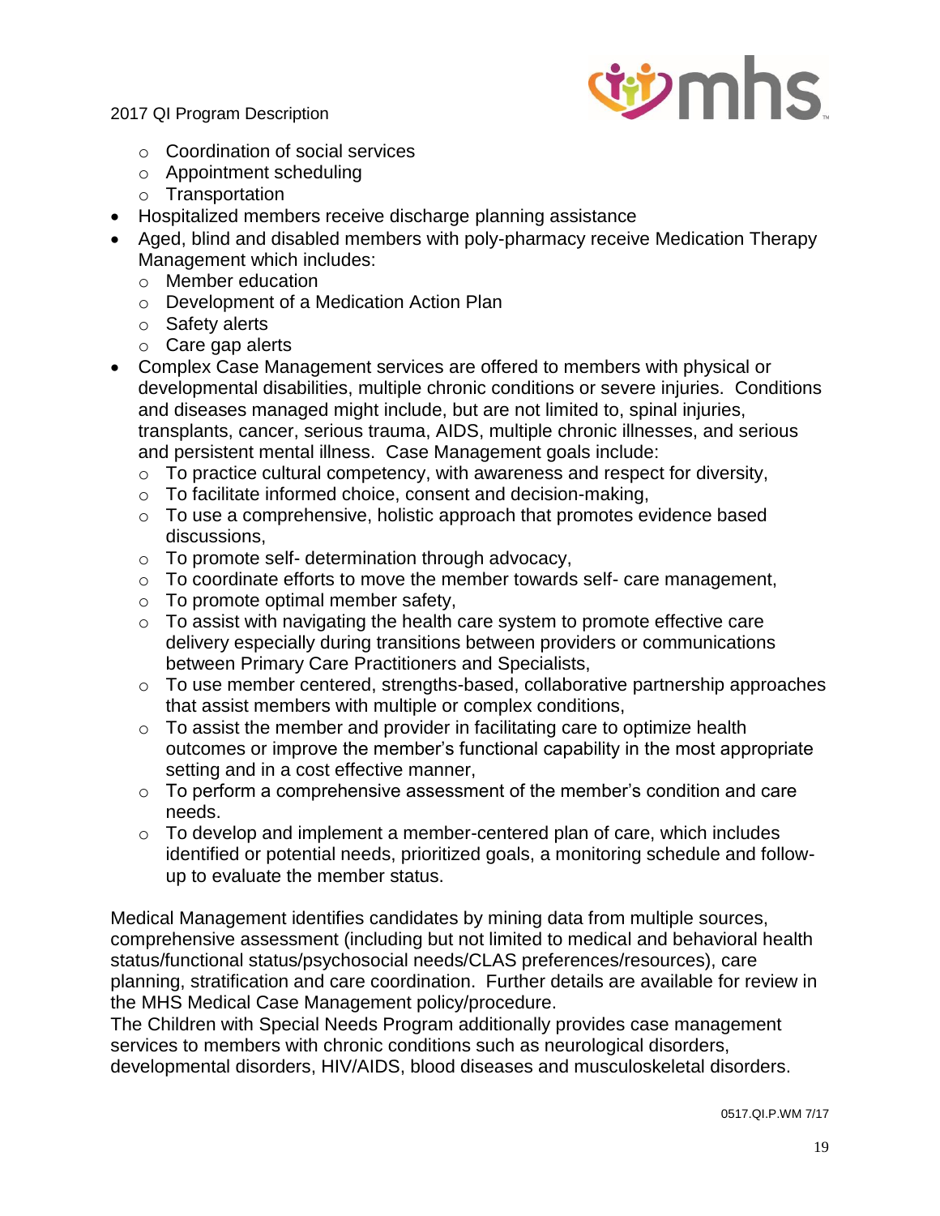- Coordination of social services
  - Appointment scheduling
  - Transportation
- Hospitalized members receive discharge planning assistance
- Aged, blind and disabled members with poly-pharmacy receive Medication Therapy Management which includes:
  - Member education
  - Development of a Medication Action Plan
  - Safety alerts
  - Care gap alerts
- Complex Case Management services are offered to members with physical or developmental disabilities, multiple chronic conditions or severe injuries. Conditions and diseases managed might include, but are not limited to, spinal injuries, transplants, cancer, serious trauma, AIDS, multiple chronic illnesses, and serious and persistent mental illness. Case Management goals include:
  - To practice cultural competency, with awareness and respect for diversity,
  - To facilitate informed choice, consent and decision-making,
  - To use a comprehensive, holistic approach that promotes evidence based discussions,
  - To promote self- determination through advocacy,
  - To coordinate efforts to move the member towards self- care management,
  - To promote optimal member safety,
  - To assist with navigating the health care system to promote effective care delivery especially during transitions between providers or communications between Primary Care Practitioners and Specialists,
  - To use member centered, strengths-based, collaborative partnership approaches that assist members with multiple or complex conditions,
  - To assist the member and provider in facilitating care to optimize health outcomes or improve the member's functional capability in the most appropriate setting and in a cost effective manner,
  - To perform a comprehensive assessment of the member's condition and care needs.
  - To develop and implement a member-centered plan of care, which includes identified or potential needs, prioritized goals, a monitoring schedule and follow-up to evaluate the member status.

Medical Management identifies candidates by mining data from multiple sources, comprehensive assessment (including but not limited to medical and behavioral health status/functional status/psychosocial needs/CLAS preferences/resources), care planning, stratification and care coordination. Further details are available for review in the MHS Medical Case Management policy/procedure.

The Children with Special Needs Program additionally provides case management services to members with chronic conditions such as neurological disorders, developmental disorders, HIV/AIDS, blood diseases and musculoskeletal disorders.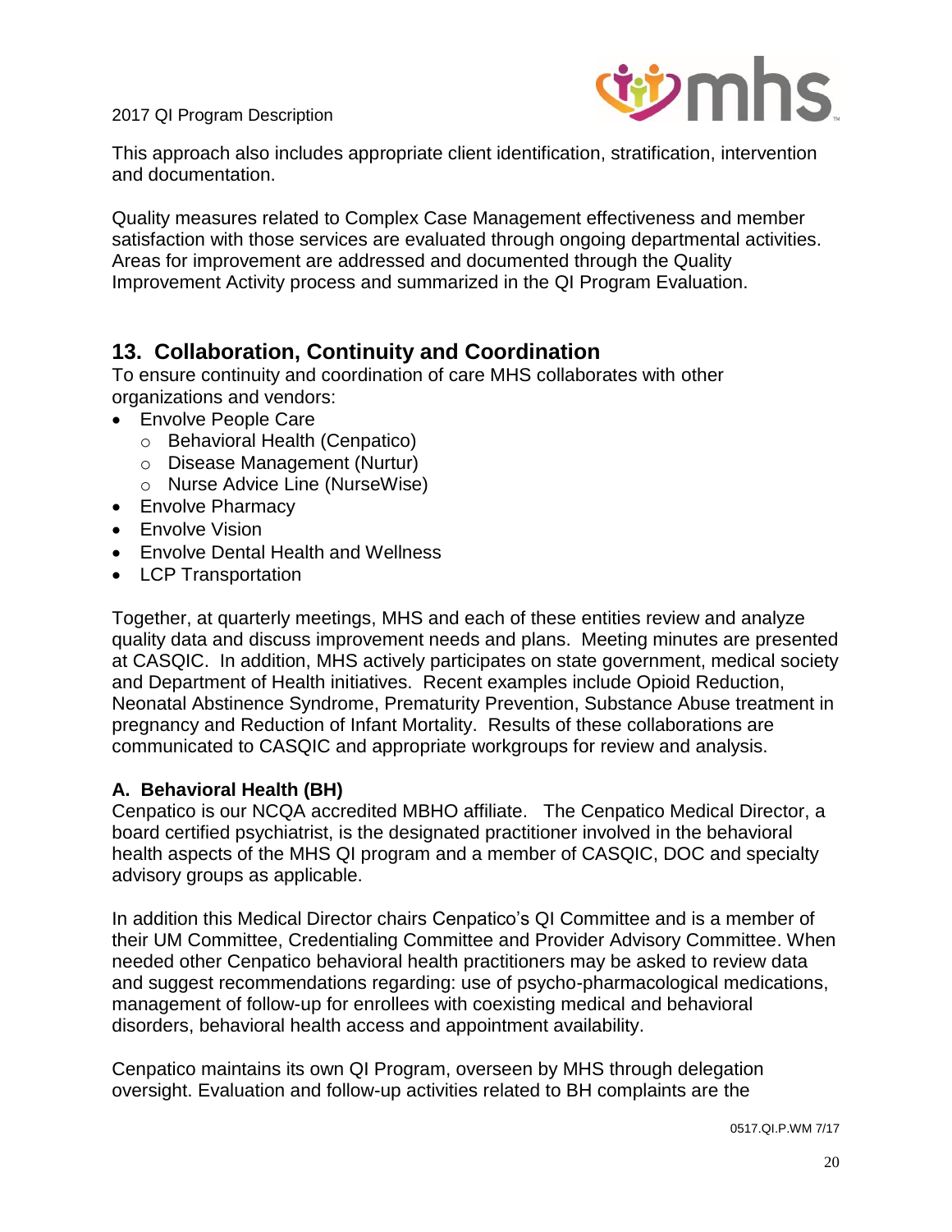This approach also includes appropriate client identification, stratification, intervention and documentation.

Quality measures related to Complex Case Management effectiveness and member satisfaction with those services are evaluated through ongoing departmental activities. Areas for improvement are addressed and documented through the Quality Improvement Activity process and summarized in the QI Program Evaluation.

## 13. Collaboration, Continuity and Coordination

To ensure continuity and coordination of care MHS collaborates with other organizations and vendors:

- Envolve People Care
  - Behavioral Health (Cenpatico)
  - Disease Management (Nurtur)
  - Nurse Advice Line (NurseWise)
- Envolve Pharmacy
- Envolve Vision
- Envolve Dental Health and Wellness
- LCP Transportation

Together, at quarterly meetings, MHS and each of these entities review and analyze quality data and discuss improvement needs and plans. Meeting minutes are presented at CASQIC. In addition, MHS actively participates on state government, medical society and Department of Health initiatives. Recent examples include Opioid Reduction, Neonatal Abstinence Syndrome, Prematurity Prevention, Substance Abuse treatment in pregnancy and Reduction of Infant Mortality. Results of these collaborations are communicated to CASQIC and appropriate workgroups for review and analysis.

### A. Behavioral Health (BH)

Cenpatico is our NCQA accredited MBHO affiliate. The Cenpatico Medical Director, a board certified psychiatrist, is the designated practitioner involved in the behavioral health aspects of the MHS QI program and a member of CASQIC, DOC and specialty advisory groups as applicable.

In addition this Medical Director chairs Cenpatico's QI Committee and is a member of their UM Committee, Credentialing Committee and Provider Advisory Committee. When needed other Cenpatico behavioral health practitioners may be asked to review data and suggest recommendations regarding: use of psycho-pharmacological medications, management of follow-up for enrollees with coexisting medical and behavioral disorders, behavioral health access and appointment availability.

Cenpatico maintains its own QI Program, overseen by MHS through delegation oversight. Evaluation and follow-up activities related to BH complaints are the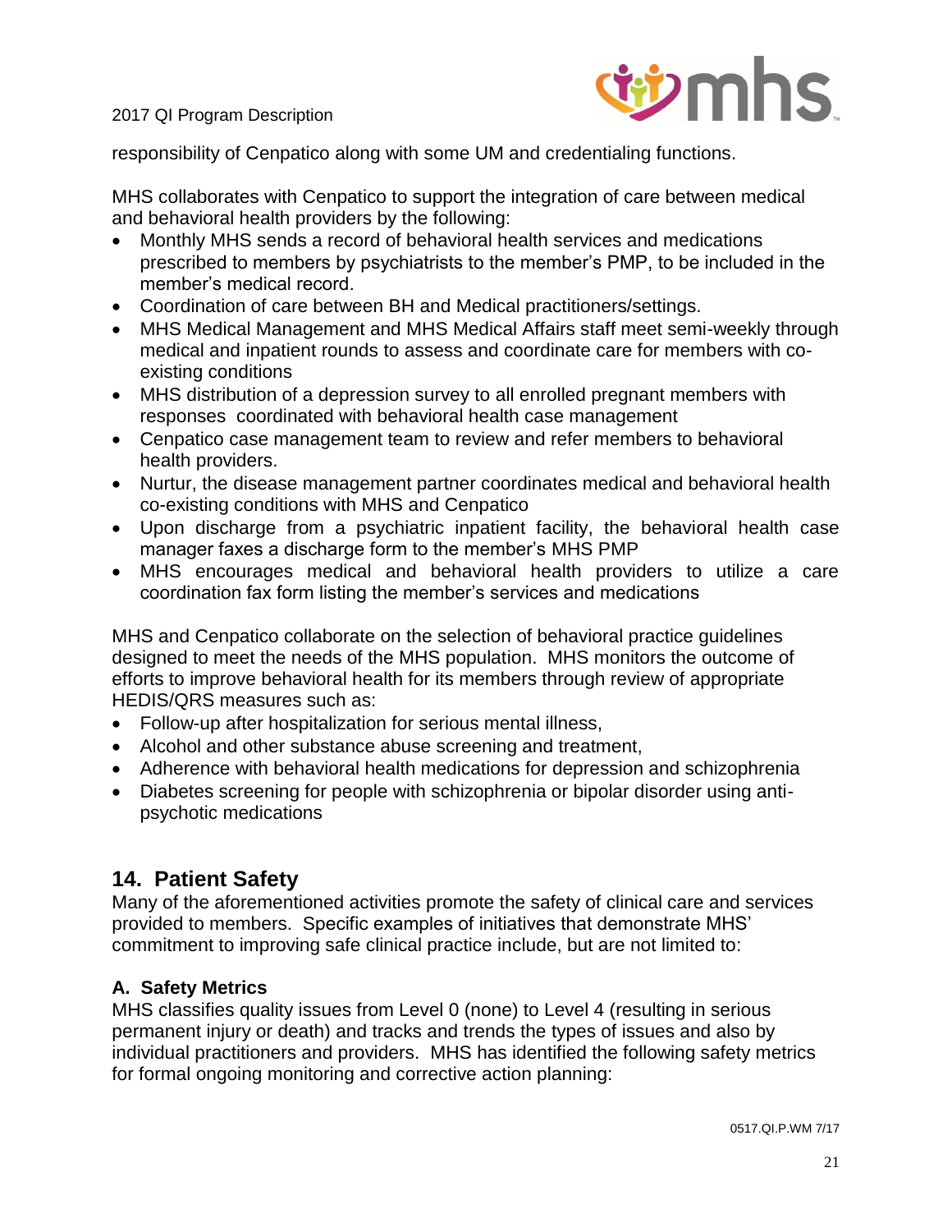responsibility of Cenpatico along with some UM and credentialing functions.

MHS collaborates with Cenpatico to support the integration of care between medical and behavioral health providers by the following:

- Monthly MHS sends a record of behavioral health services and medications prescribed to members by psychiatrists to the member's PMP, to be included in the member's medical record.
- Coordination of care between BH and Medical practitioners/settings.
- MHS Medical Management and MHS Medical Affairs staff meet semi-weekly through medical and inpatient rounds to assess and coordinate care for members with co-existing conditions
- MHS distribution of a depression survey to all enrolled pregnant members with responses coordinated with behavioral health case management
- Cenpatico case management team to review and refer members to behavioral health providers.
- Nurtur, the disease management partner coordinates medical and behavioral health co-existing conditions with MHS and Cenpatico
- Upon discharge from a psychiatric inpatient facility, the behavioral health case manager faxes a discharge form to the member's MHS PMP
- MHS encourages medical and behavioral health providers to utilize a care coordination fax form listing the member's services and medications

MHS and Cenpatico collaborate on the selection of behavioral practice guidelines designed to meet the needs of the MHS population. MHS monitors the outcome of efforts to improve behavioral health for its members through review of appropriate HEDIS/QRS measures such as:

- Follow-up after hospitalization for serious mental illness,
- Alcohol and other substance abuse screening and treatment,
- Adherence with behavioral health medications for depression and schizophrenia
- Diabetes screening for people with schizophrenia or bipolar disorder using anti-psychotic medications

## 14. Patient Safety

Many of the aforementioned activities promote the safety of clinical care and services provided to members. Specific examples of initiatives that demonstrate MHS' commitment to improving safe clinical practice include, but are not limited to:

### A. Safety Metrics

MHS classifies quality issues from Level 0 (none) to Level 4 (resulting in serious permanent injury or death) and tracks and trends the types of issues and also by individual practitioners and providers. MHS has identified the following safety metrics for formal ongoing monitoring and corrective action planning: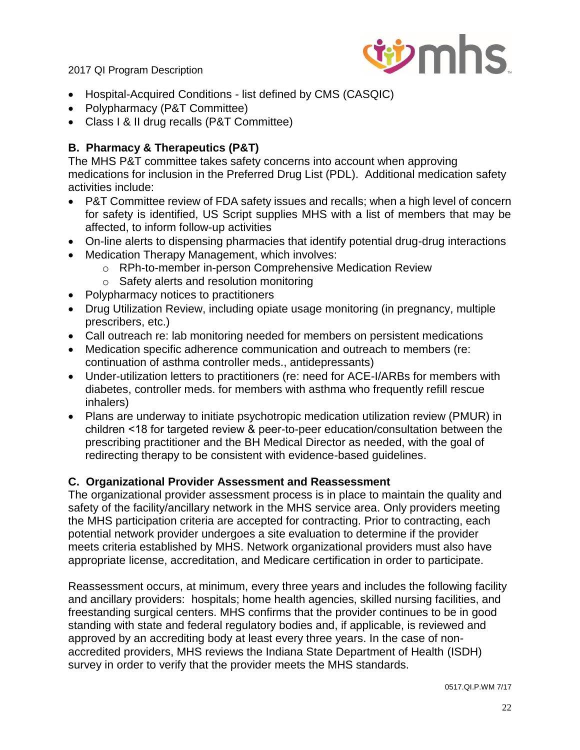- Hospital-Acquired Conditions - list defined by CMS (CASQIC)
- Polypharmacy (P&T Committee)
- Class I & II drug recalls (P&T Committee)

### B. Pharmacy & Therapeutics (P&T)

The MHS P&T committee takes safety concerns into account when approving medications for inclusion in the Preferred Drug List (PDL). Additional medication safety activities include:

- P&T Committee review of FDA safety issues and recalls; when a high level of concern for safety is identified, US Script supplies MHS with a list of members that may be affected, to inform follow-up activities
- On-line alerts to dispensing pharmacies that identify potential drug-drug interactions
- Medication Therapy Management, which involves:
  - RPh-to-member in-person Comprehensive Medication Review
  - Safety alerts and resolution monitoring
- Polypharmacy notices to practitioners
- Drug Utilization Review, including opiate usage monitoring (in pregnancy, multiple prescribers, etc.)
- Call outreach re: lab monitoring needed for members on persistent medications
- Medication specific adherence communication and outreach to members (re: continuation of asthma controller meds., antidepressants)
- Under-utilization letters to practitioners (re: need for ACE-I/ARBs for members with diabetes, controller meds. for members with asthma who frequently refill rescue inhalers)
- Plans are underway to initiate psychotropic medication utilization review (PMUR) in children <18 for targeted review & peer-to-peer education/consultation between the prescribing practitioner and the BH Medical Director as needed, with the goal of redirecting therapy to be consistent with evidence-based guidelines.

### C. Organizational Provider Assessment and Reassessment

The organizational provider assessment process is in place to maintain the quality and safety of the facility/ancillary network in the MHS service area. Only providers meeting the MHS participation criteria are accepted for contracting. Prior to contracting, each potential network provider undergoes a site evaluation to determine if the provider meets criteria established by MHS. Network organizational providers must also have appropriate license, accreditation, and Medicare certification in order to participate.

Reassessment occurs, at minimum, every three years and includes the following facility and ancillary providers: hospitals; home health agencies, skilled nursing facilities, and freestanding surgical centers. MHS confirms that the provider continues to be in good standing with state and federal regulatory bodies and, if applicable, is reviewed and approved by an accrediting body at least every three years. In the case of non-accredited providers, MHS reviews the Indiana State Department of Health (ISDH) survey in order to verify that the provider meets the MHS standards.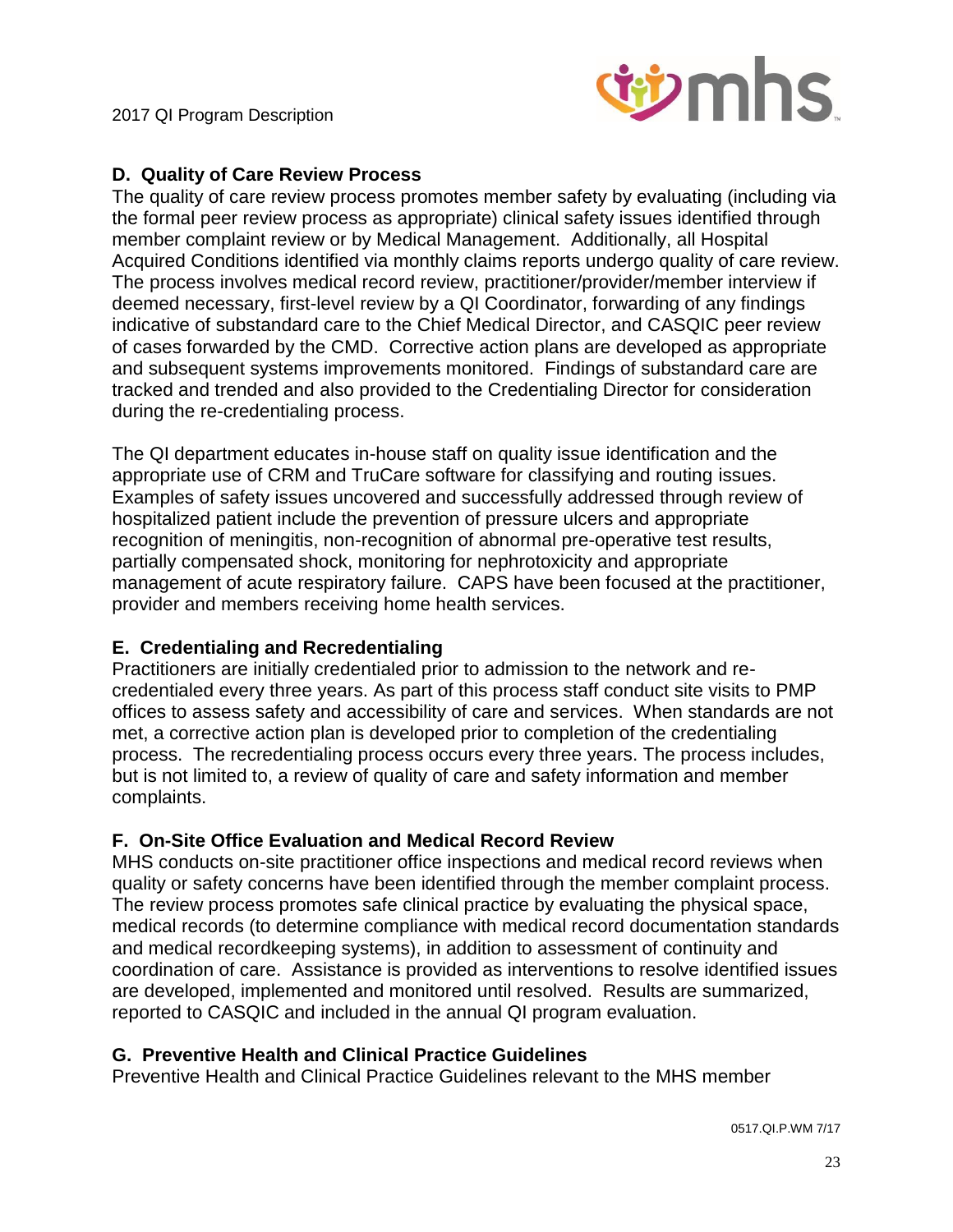### D. Quality of Care Review Process

The quality of care review process promotes member safety by evaluating (including via the formal peer review process as appropriate) clinical safety issues identified through member complaint review or by Medical Management. Additionally, all Hospital Acquired Conditions identified via monthly claims reports undergo quality of care review. The process involves medical record review, practitioner/provider/member interview if deemed necessary, first-level review by a QI Coordinator, forwarding of any findings indicative of substandard care to the Chief Medical Director, and CASQIC peer review of cases forwarded by the CMD. Corrective action plans are developed as appropriate and subsequent systems improvements monitored. Findings of substandard care are tracked and trended and also provided to the Credentialing Director for consideration during the re-credentialing process.

The QI department educates in-house staff on quality issue identification and the appropriate use of CRM and TruCare software for classifying and routing issues. Examples of safety issues uncovered and successfully addressed through review of hospitalized patient include the prevention of pressure ulcers and appropriate recognition of meningitis, non-recognition of abnormal pre-operative test results, partially compensated shock, monitoring for nephrotoxicity and appropriate management of acute respiratory failure. CAPS have been focused at the practitioner, provider and members receiving home health services.

### E. Credentialing and Recredentialing

Practitioners are initially credentialed prior to admission to the network and re-credentialed every three years. As part of this process staff conduct site visits to PMP offices to assess safety and accessibility of care and services. When standards are not met, a corrective action plan is developed prior to completion of the credentialing process. The recredentialing process occurs every three years. The process includes, but is not limited to, a review of quality of care and safety information and member complaints.

### F. On-Site Office Evaluation and Medical Record Review

MHS conducts on-site practitioner office inspections and medical record reviews when quality or safety concerns have been identified through the member complaint process. The review process promotes safe clinical practice by evaluating the physical space, medical records (to determine compliance with medical record documentation standards and medical recordkeeping systems), in addition to assessment of continuity and coordination of care. Assistance is provided as interventions to resolve identified issues are developed, implemented and monitored until resolved. Results are summarized, reported to CASQIC and included in the annual QI program evaluation.

### G. Preventive Health and Clinical Practice Guidelines

Preventive Health and Clinical Practice Guidelines relevant to the MHS member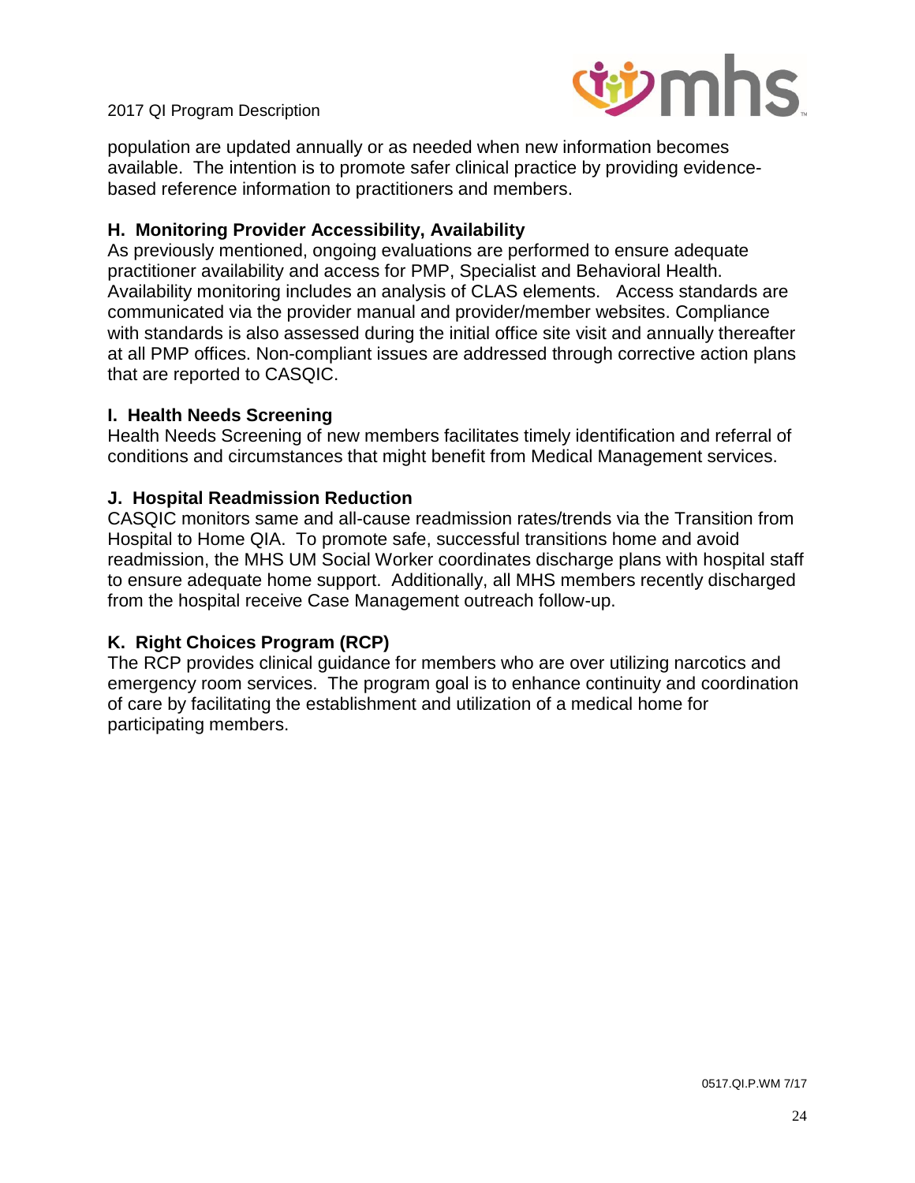population are updated annually or as needed when new information becomes available. The intention is to promote safer clinical practice by providing evidence-based reference information to practitioners and members.

### H. Monitoring Provider Accessibility, Availability

As previously mentioned, ongoing evaluations are performed to ensure adequate practitioner availability and access for PMP, Specialist and Behavioral Health. Availability monitoring includes an analysis of CLAS elements. Access standards are communicated via the provider manual and provider/member websites. Compliance with standards is also assessed during the initial office site visit and annually thereafter at all PMP offices. Non-compliant issues are addressed through corrective action plans that are reported to CASQIC.

### I. Health Needs Screening

Health Needs Screening of new members facilitates timely identification and referral of conditions and circumstances that might benefit from Medical Management services.

### J. Hospital Readmission Reduction

CASQIC monitors same and all-cause readmission rates/trends via the Transition from Hospital to Home QIA. To promote safe, successful transitions home and avoid readmission, the MHS UM Social Worker coordinates discharge plans with hospital staff to ensure adequate home support. Additionally, all MHS members recently discharged from the hospital receive Case Management outreach follow-up.

### K. Right Choices Program (RCP)

The RCP provides clinical guidance for members who are over utilizing narcotics and emergency room services. The program goal is to enhance continuity and coordination of care by facilitating the establishment and utilization of a medical home for participating members.

0517.QI.P.WM 7/17